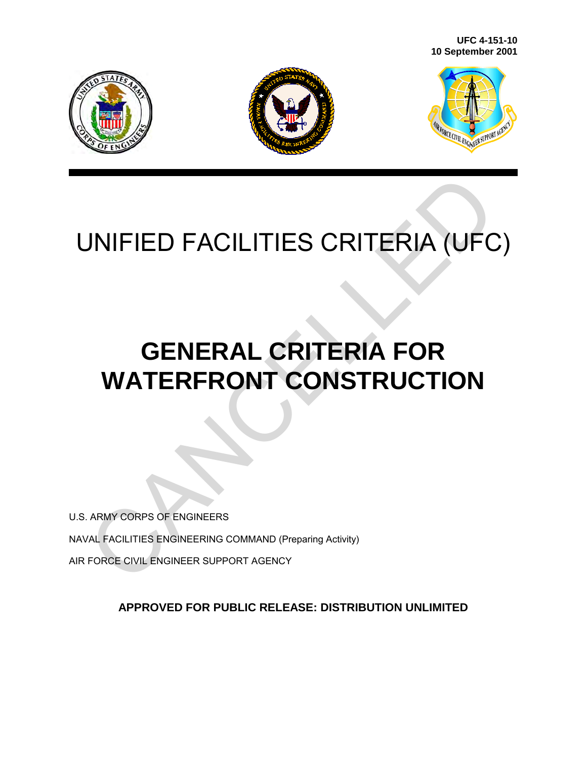UFC 4-151-10
10 September 2001

# UNIFIED FACILITIES CRITERIA (UFC)

# GENERAL CRITERIA FOR WATERFRONT CONSTRUCTION

U.S. ARMY CORPS OF ENGINEERS

NAVAL FACILITIES ENGINEERING COMMAND (Preparing Activity)

AIR FORCE CIVIL ENGINEER SUPPORT AGENCY

**APPROVED FOR PUBLIC RELEASE: DISTRIBUTION UNLIMITED**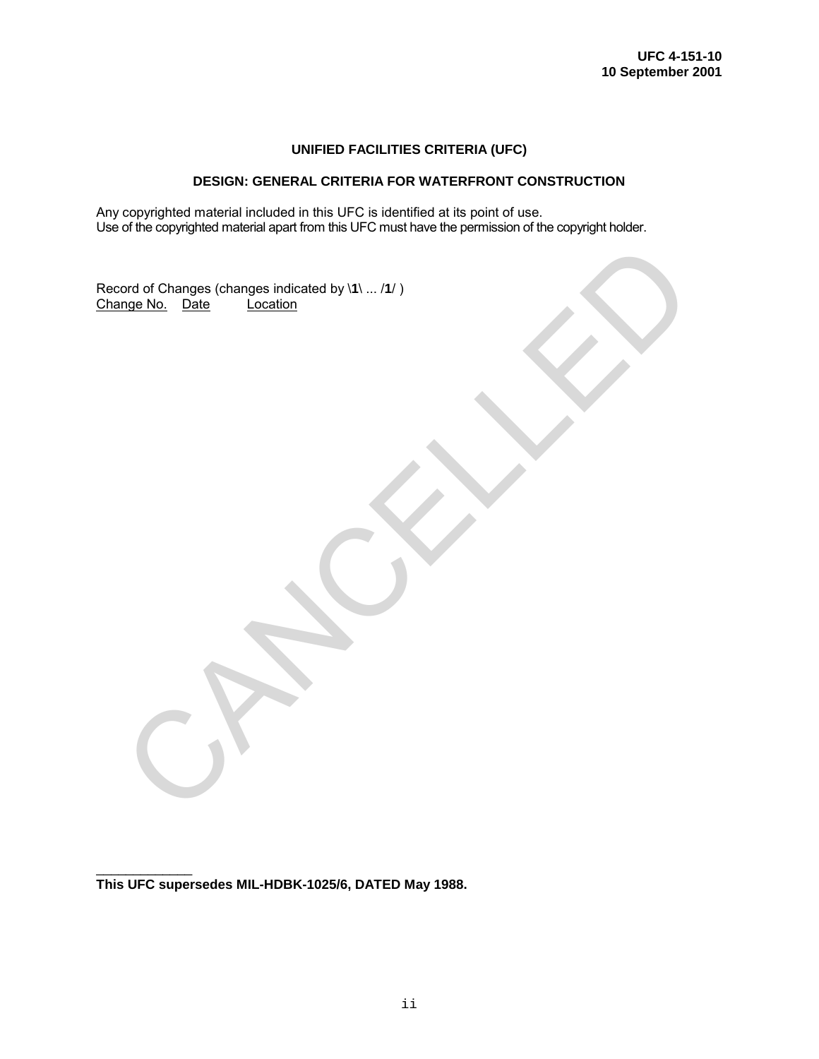**UNIFIED FACILITIES CRITERIA (UFC)**

**DESIGN: GENERAL CRITERIA FOR WATERFRONT CONSTRUCTION**

Any copyrighted material included in this UFC is identified at its point of use.
Use of the copyrighted material apart from this UFC must have the permission of the copyright holder.

Record of Changes (changes indicated by \**1**\ ... /**1**/ )

| Change No. | Date | Location |
| --- | --- | --- |

CANCELLED

______________

**This UFC supersedes MIL-HDBK-1025/6, DATED May 1988.**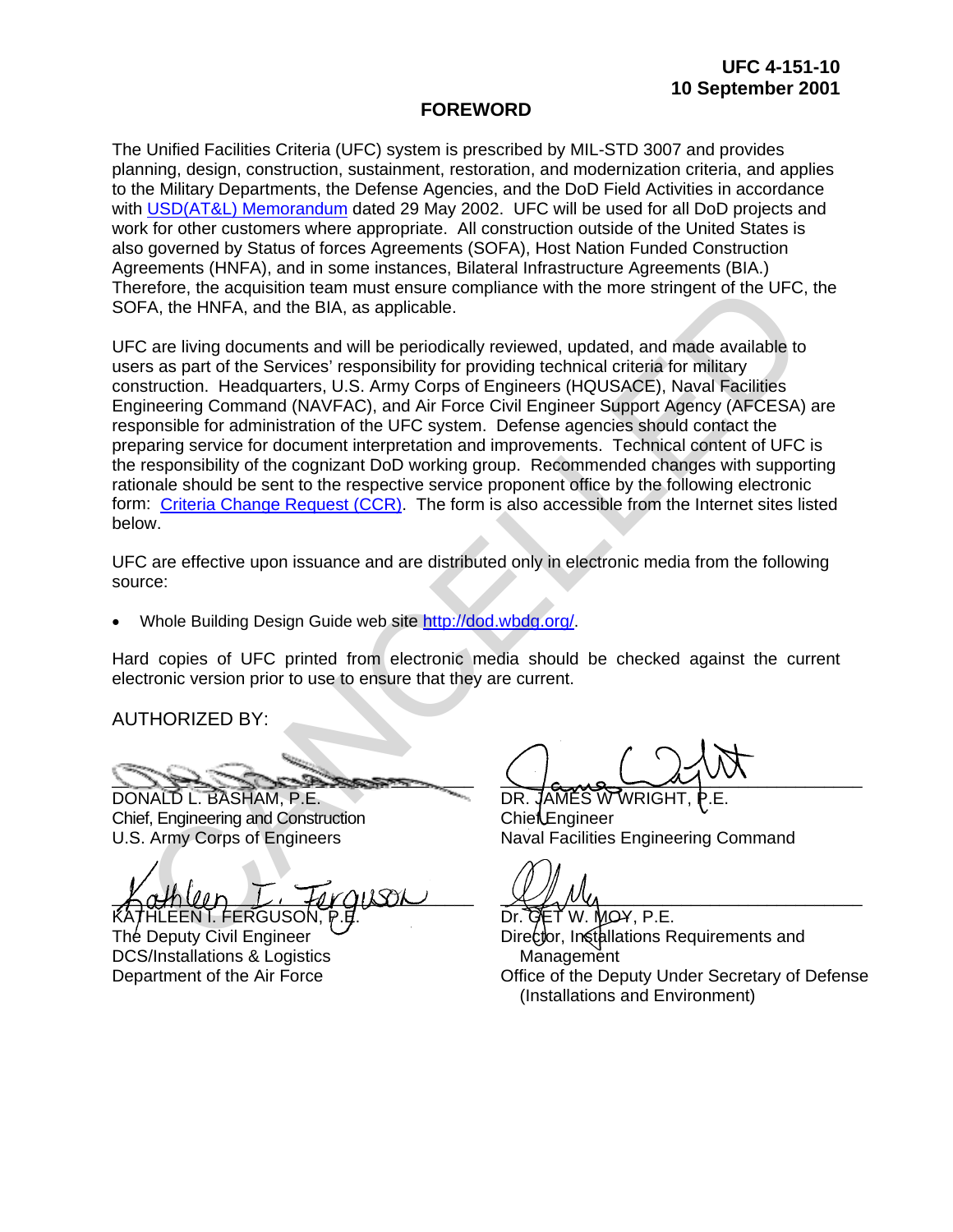UFC 4-151-10
10 September 2001

# FOREWORD

The Unified Facilities Criteria (UFC) system is prescribed by MIL-STD 3007 and provides planning, design, construction, sustainment, restoration, and modernization criteria, and applies to the Military Departments, the Defense Agencies, and the DoD Field Activities in accordance with USD(AT&L) Memorandum dated 29 May 2002. UFC will be used for all DoD projects and work for other customers where appropriate. All construction outside of the United States is also governed by Status of forces Agreements (SOFA), Host Nation Funded Construction Agreements (HNFA), and in some instances, Bilateral Infrastructure Agreements (BIA.) Therefore, the acquisition team must ensure compliance with the more stringent of the UFC, the SOFA, the HNFA, and the BIA, as applicable.

UFC are living documents and will be periodically reviewed, updated, and made available to users as part of the Services' responsibility for providing technical criteria for military construction. Headquarters, U.S. Army Corps of Engineers (HQUSACE), Naval Facilities Engineering Command (NAVFAC), and Air Force Civil Engineer Support Agency (AFCESA) are responsible for administration of the UFC system. Defense agencies should contact the preparing service for document interpretation and improvements. Technical content of UFC is the responsibility of the cognizant DoD working group. Recommended changes with supporting rationale should be sent to the respective service proponent office by the following electronic form: Criteria Change Request (CCR). The form is also accessible from the Internet sites listed below.

UFC are effective upon issuance and are distributed only in electronic media from the following source:

- Whole Building Design Guide web site http://dod.wbdg.org/.

Hard copies of UFC printed from electronic media should be checked against the current electronic version prior to use to ensure that they are current.

AUTHORIZED BY:

DONALD L. BASHAM, P.E.
Chief, Engineering and Construction
U.S. Army Corps of Engineers

DR. JAMES W WRIGHT, P.E.
Chief Engineer
Naval Facilities Engineering Command

KATHLEEN I. FERGUSON, P.E.
The Deputy Civil Engineer
DCS/Installations & Logistics
Department of the Air Force

Dr. GET W. MOY, P.E.
Director, Installations Requirements and Management
Office of the Deputy Under Secretary of Defense (Installations and Environment)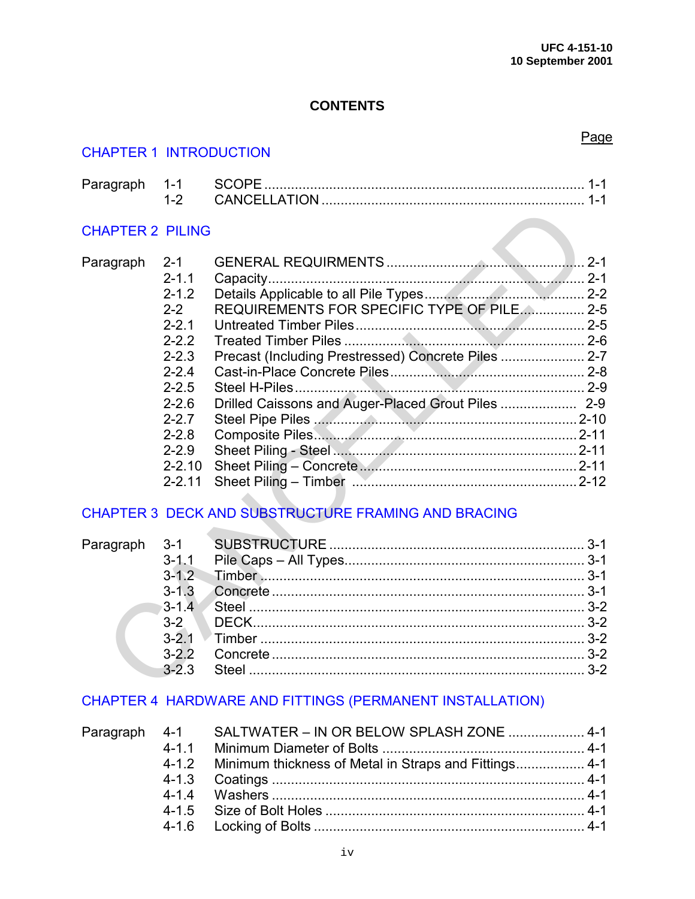# CONTENTS

Page

## CHAPTER 1 INTRODUCTION

| | | | |
|---|---|---|---|
| Paragraph | 1-1 | SCOPE | 1-1 |
| | 1-2 | CANCELLATION | 1-1 |

## CHAPTER 2 PILING

| | | | |
|---|---|---|---|
| Paragraph | 2-1 | GENERAL REQUIREMENTS | 2-1 |
| | 2-1.1 | Capacity | 2-1 |
| | 2-1.2 | Details Applicable to all Pile Types | 2-2 |
| | 2-2 | REQUIREMENTS FOR SPECIFIC TYPE OF PILE | 2-5 |
| | 2-2.1 | Untreated Timber Piles | 2-5 |
| | 2-2.2 | Treated Timber Piles | 2-6 |
| | 2-2.3 | Precast (Including Prestressed) Concrete Piles | 2-7 |
| | 2-2.4 | Cast-in-Place Concrete Piles | 2-8 |
| | 2-2.5 | Steel H-Piles | 2-9 |
| | 2-2.6 | Drilled Caissons and Auger-Placed Grout Piles | 2-9 |
| | 2-2.7 | Steel Pipe Piles | 2-10 |
| | 2-2.8 | Composite Piles | 2-11 |
| | 2-2.9 | Sheet Piling - Steel | 2-11 |
| | 2-2.10 | Sheet Piling – Concrete | 2-11 |
| | 2-2.11 | Sheet Piling – Timber | 2-12 |

## CHAPTER 3 DECK AND SUBSTRUCTURE FRAMING AND BRACING

| | | | |
|---|---|---|---|
| Paragraph | 3-1 | SUBSTRUCTURE | 3-1 |
| | 3-1.1 | Pile Caps – All Types | 3-1 |
| | 3-1.2 | Timber | 3-1 |
| | 3-1.3 | Concrete | 3-1 |
| | 3-1.4 | Steel | 3-2 |
| | 3-2 | DECK | 3-2 |
| | 3-2.1 | Timber | 3-2 |
| | 3-2.2 | Concrete | 3-2 |
| | 3-2.3 | Steel | 3-2 |

## CHAPTER 4 HARDWARE AND FITTINGS (PERMANENT INSTALLATION)

| | | | |
|---|---|---|---|
| Paragraph | 4-1 | SALTWATER – IN OR BELOW SPLASH ZONE | 4-1 |
| | 4-1.1 | Minimum Diameter of Bolts | 4-1 |
| | 4-1.2 | Minimum thickness of Metal in Straps and Fittings | 4-1 |
| | 4-1.3 | Coatings | 4-1 |
| | 4-1.4 | Washers | 4-1 |
| | 4-1.5 | Size of Bolt Holes | 4-1 |
| | 4-1.6 | Locking of Bolts | 4-1 |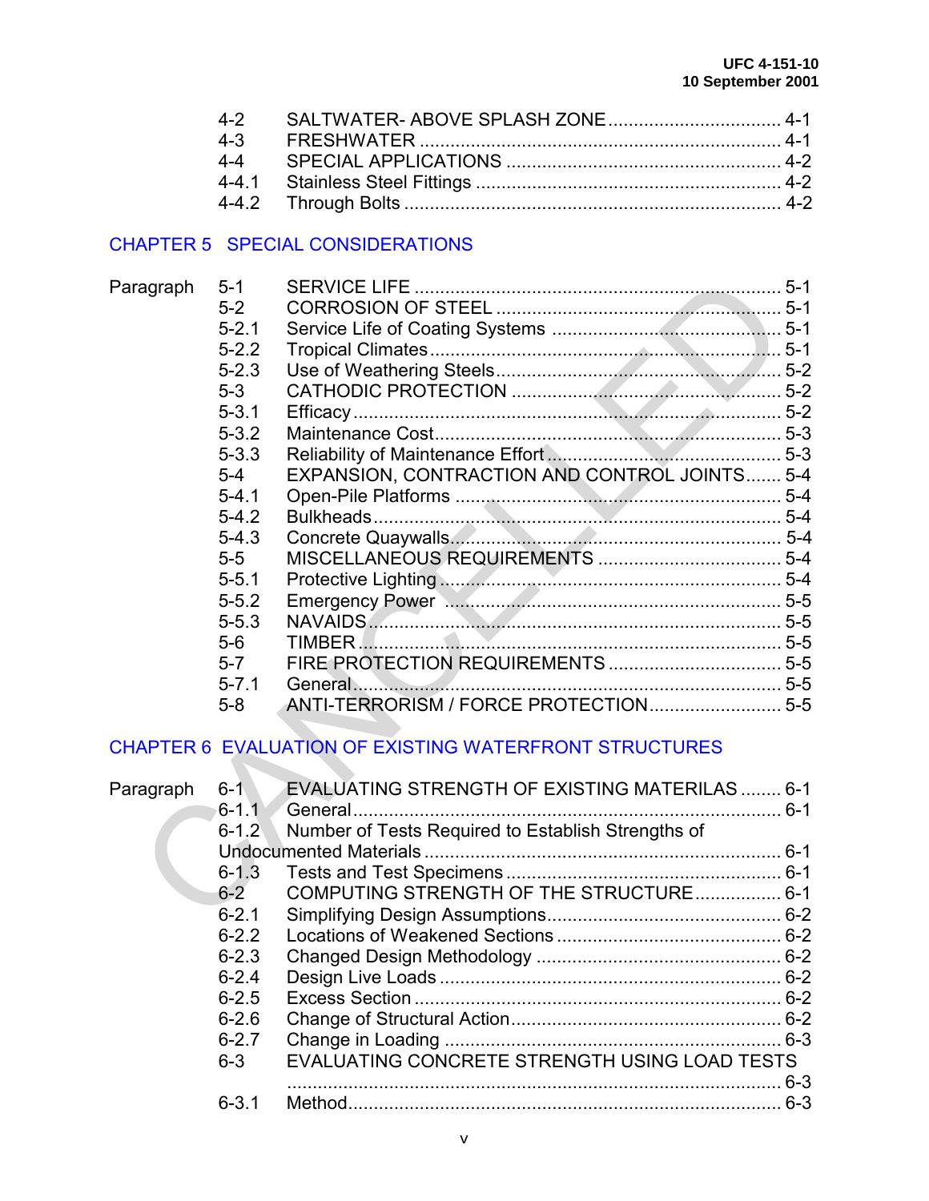4-2 SALTWATER- ABOVE SPLASH ZONE .................................. 4-1
4-3 FRESHWATER ...................................................................... 4-1
4-4 SPECIAL APPLICATIONS ..................................................... 4-2
4-4.1 Stainless Steel Fittings ............................................................ 4-2
4-4.2 Through Bolts .......................................................................... 4-2

## CHAPTER 5 SPECIAL CONSIDERATIONS

Paragraph
5-1 SERVICE LIFE ........................................................................ 5-1
5-2 CORROSION OF STEEL ........................................................ 5-1
5-2.1 Service Life of Coating Systems ............................................. 5-1
5-2.2 Tropical Climates..................................................................... 5-1
5-2.3 Use of Weathering Steels........................................................ 5-2
5-3 CATHODIC PROTECTION ..................................................... 5-2
5-3.1 Efficacy.................................................................................... 5-2
5-3.2 Maintenance Cost.................................................................... 5-3
5-3.3 Reliability of Maintenance Effort.............................................. 5-3
5-4 EXPANSION, CONTRACTION AND CONTROL JOINTS....... 5-4
5-4.1 Open-Pile Platforms ................................................................ 5-4
5-4.2 Bulkheads................................................................................ 5-4
5-4.3 Concrete Quaywalls................................................................. 5-4
5-5 MISCELLANEOUS REQUIREMENTS .................................... 5-4
5-5.1 Protective Lighting................................................................... 5-4
5-5.2 Emergency Power ................................................................... 5-5
5-5.3 NAVAIDS................................................................................. 5-5
5-6 TIMBER................................................................................... 5-5
5-7 FIRE PROTECTION REQUIREMENTS .................................. 5-5
5-7.1 General.................................................................................... 5-5
5-8 ANTI-TERRORISM / FORCE PROTECTION.......................... 5-5

## CHAPTER 6 EVALUATION OF EXISTING WATERFRONT STRUCTURES

Paragraph
6-1 EVALUATING STRENGTH OF EXISTING MATERILAS ........ 6-1
6-1.1 General.................................................................................... 6-1
6-1.2 Number of Tests Required to Establish Strengths of Undocumented Materials ..................................................................... 6-1
6-1.3 Tests and Test Specimens ...................................................... 6-1
6-2 COMPUTING STRENGTH OF THE STRUCTURE................. 6-1
6-2.1 Simplifying Design Assumptions.............................................. 6-2
6-2.2 Locations of Weakened Sections ............................................ 6-2
6-2.3 Changed Design Methodology ................................................ 6-2
6-2.4 Design Live Loads ................................................................... 6-2
6-2.5 Excess Section ........................................................................ 6-2
6-2.6 Change of Structural Action..................................................... 6-2
6-2.7 Change in Loading .................................................................. 6-3
6-3 EVALUATING CONCRETE STRENGTH USING LOAD TESTS ................................................................................................. 6-3
6-3.1 Method..................................................................................... 6-3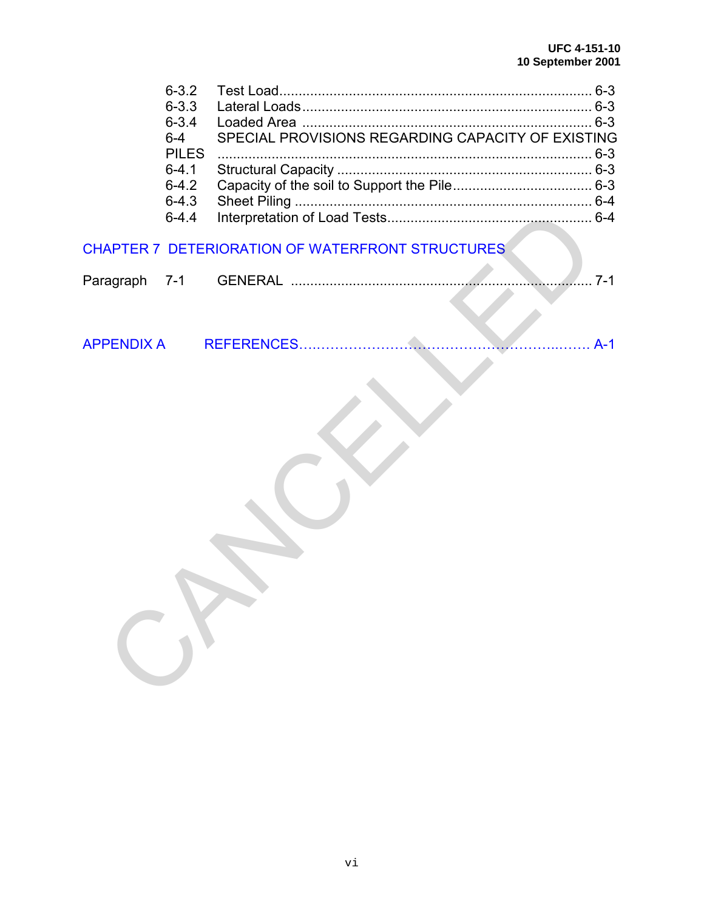| | | |
|---|---|---|
| 6-3.2 | Test Load | 6-3 |
| 6-3.3 | Lateral Loads | 6-3 |
| 6-3.4 | Loaded Area | 6-3 |
| 6-4 | SPECIAL PROVISIONS REGARDING CAPACITY OF EXISTING PILES | 6-3 |
| 6-4.1 | Structural Capacity | 6-3 |
| 6-4.2 | Capacity of the soil to Support the Pile | 6-3 |
| 6-4.3 | Sheet Piling | 6-4 |
| 6-4.4 | Interpretation of Load Tests | 6-4 |

CHAPTER 7 DETERIORATION OF WATERFRONT STRUCTURES

| | | | |
|---|---|---|---|
| Paragraph | 7-1 | GENERAL | 7-1 |

| | | |
|---|---|---|
| APPENDIX A | REFERENCES | A-1 |

CANCELLED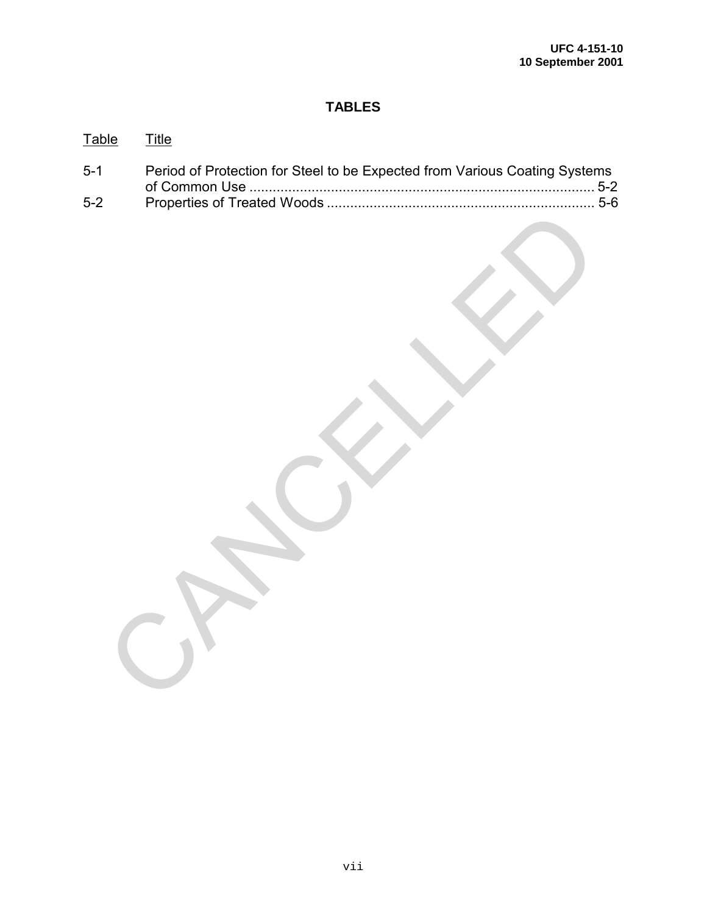# TABLES

| Table | Title |
|---|---|
| 5-1 | Period of Protection for Steel to be Expected from Various Coating Systems of Common Use ........................................................................................ 5-2 |
| 5-2 | Properties of Treated Woods .................................................................... 5-6 |

CANCELLED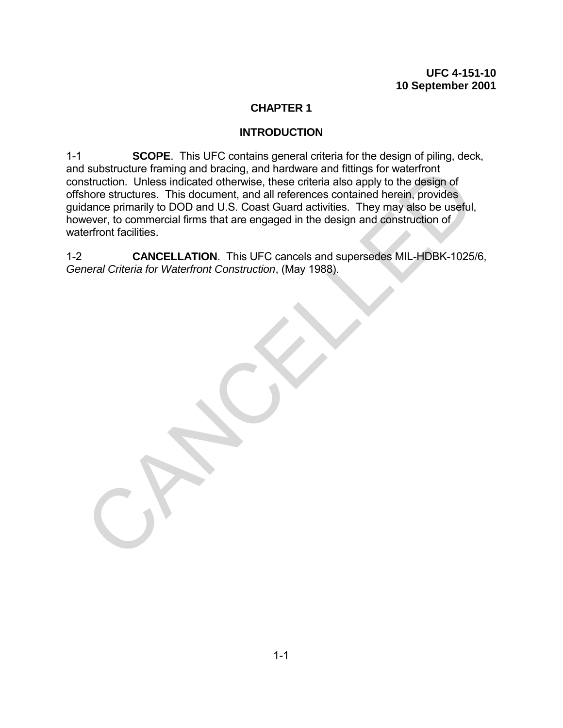# CHAPTER 1

## INTRODUCTION

1-1 **SCOPE**. This UFC contains general criteria for the design of piling, deck, and substructure framing and bracing, and hardware and fittings for waterfront construction. Unless indicated otherwise, these criteria also apply to the design of offshore structures. This document, and all references contained herein, provides guidance primarily to DOD and U.S. Coast Guard activities. They may also be useful, however, to commercial firms that are engaged in the design and construction of waterfront facilities.

1-2 **CANCELLATION**. This UFC cancels and supersedes MIL-HDBK-1025/6, *General Criteria for Waterfront Construction*, (May 1988).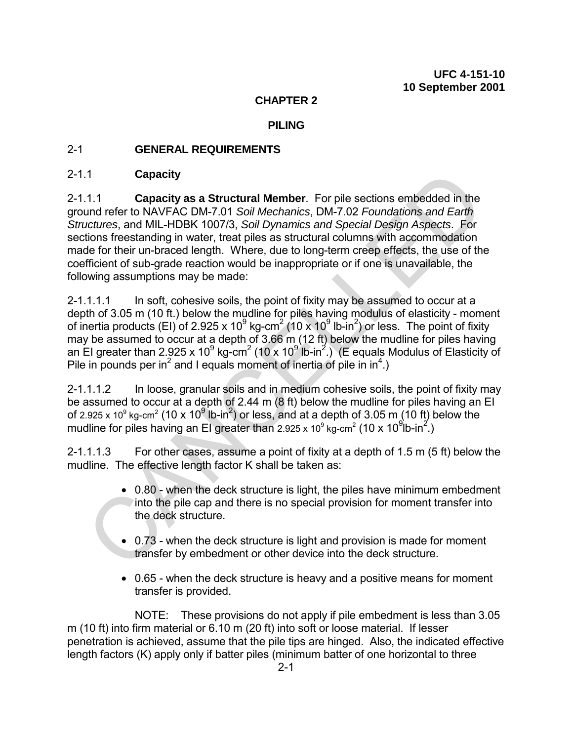# CHAPTER 2

# PILING

## 2-1 GENERAL REQUIREMENTS

### 2-1.1 Capacity

2-1.1.1 **Capacity as a Structural Member**. For pile sections embedded in the ground refer to NAVFAC DM-7.01 *Soil Mechanics*, DM-7.02 *Foundations and Earth Structures*, and MIL-HDBK 1007/3, *Soil Dynamics and Special Design Aspects*. For sections freestanding in water, treat piles as structural columns with accommodation made for their un-braced length. Where, due to long-term creep effects, the use of the coefficient of sub-grade reaction would be inappropriate or if one is unavailable, the following assumptions may be made:

2-1.1.1.1 In soft, cohesive soils, the point of fixity may be assumed to occur at a depth of 3.05 m (10 ft.) below the mudline for piles having modulus of elasticity - moment of inertia products (EI) of $2.925 \times 10^9$ kg-cm$^2$ ($10 \times 10^9$ lb-in$^2$) or less. The point of fixity may be assumed to occur at a depth of 3.66 m (12 ft) below the mudline for piles having an EI greater than $2.925 \times 10^9$ kg-cm$^2$ ($10 \times 10^9$ lb-in$^2$.) (E equals Modulus of Elasticity of Pile in pounds per in$^2$ and I equals moment of inertia of pile in in$^4$.)

2-1.1.1.2 In loose, granular soils and in medium cohesive soils, the point of fixity may be assumed to occur at a depth of 2.44 m (8 ft) below the mudline for piles having an EI of $2.925 \times 10^9$ kg-cm$^2$ ($10 \times 10^9$ lb-in$^2$) or less, and at a depth of 3.05 m (10 ft) below the mudline for piles having an EI greater than $2.925 \times 10^9$ kg-cm$^2$ ($10 \times 10^9$lb-in$^2$.)

2-1.1.1.3 For other cases, assume a point of fixity at a depth of 1.5 m (5 ft) below the mudline. The effective length factor K shall be taken as:

- 0.80 - when the deck structure is light, the piles have minimum embedment into the pile cap and there is no special provision for moment transfer into the deck structure.
- 0.73 - when the deck structure is light and provision is made for moment transfer by embedment or other device into the deck structure.
- 0.65 - when the deck structure is heavy and a positive means for moment transfer is provided.

NOTE: These provisions do not apply if pile embedment is less than 3.05 m (10 ft) into firm material or 6.10 m (20 ft) into soft or loose material. If lesser penetration is achieved, assume that the pile tips are hinged. Also, the indicated effective length factors (K) apply only if batter piles (minimum batter of one horizontal to three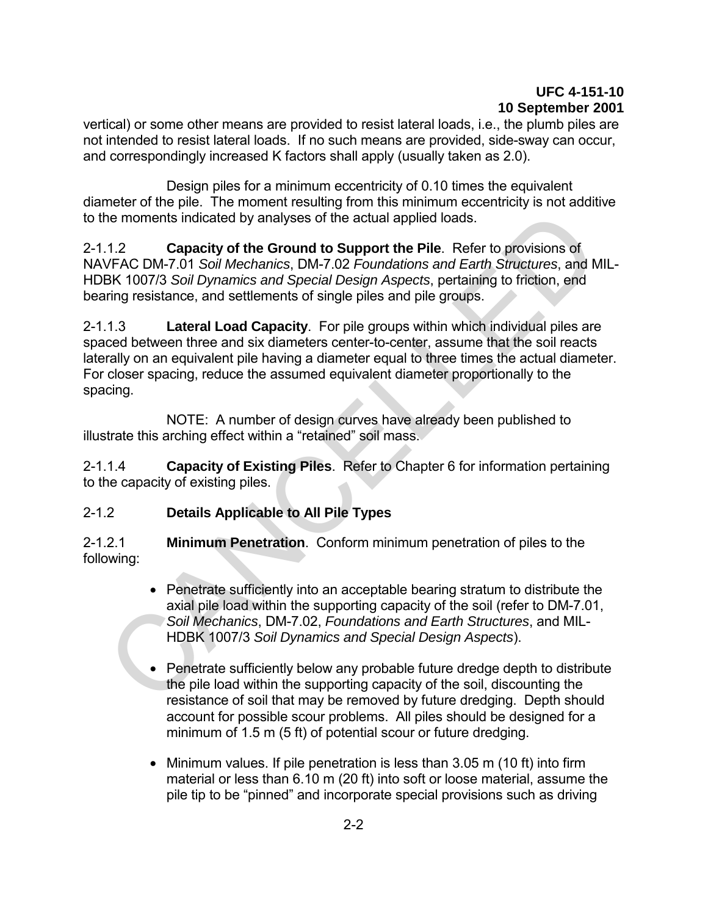vertical) or some other means are provided to resist lateral loads, i.e., the plumb piles are not intended to resist lateral loads. If no such means are provided, side-sway can occur, and correspondingly increased K factors shall apply (usually taken as 2.0).

Design piles for a minimum eccentricity of 0.10 times the equivalent diameter of the pile. The moment resulting from this minimum eccentricity is not additive to the moments indicated by analyses of the actual applied loads.

2-1.1.2 **Capacity of the Ground to Support the Pile**. Refer to provisions of NAVFAC DM-7.01 *Soil Mechanics*, DM-7.02 *Foundations and Earth Structures*, and MIL-HDBK 1007/3 *Soil Dynamics and Special Design Aspects*, pertaining to friction, end bearing resistance, and settlements of single piles and pile groups.

2-1.1.3 **Lateral Load Capacity**. For pile groups within which individual piles are spaced between three and six diameters center-to-center, assume that the soil reacts laterally on an equivalent pile having a diameter equal to three times the actual diameter. For closer spacing, reduce the assumed equivalent diameter proportionally to the spacing.

NOTE: A number of design curves have already been published to illustrate this arching effect within a “retained” soil mass.

2-1.1.4 **Capacity of Existing Piles**. Refer to Chapter 6 for information pertaining to the capacity of existing piles.

## 2-1.2 Details Applicable to All Pile Types

2-1.2.1 **Minimum Penetration**. Conform minimum penetration of piles to the following:

- Penetrate sufficiently into an acceptable bearing stratum to distribute the axial pile load within the supporting capacity of the soil (refer to DM-7.01, *Soil Mechanics*, DM-7.02, *Foundations and Earth Structures*, and MIL-HDBK 1007/3 *Soil Dynamics and Special Design Aspects*).

- Penetrate sufficiently below any probable future dredge depth to distribute the pile load within the supporting capacity of the soil, discounting the resistance of soil that may be removed by future dredging. Depth should account for possible scour problems. All piles should be designed for a minimum of 1.5 m (5 ft) of potential scour or future dredging.

- Minimum values. If pile penetration is less than 3.05 m (10 ft) into firm material or less than 6.10 m (20 ft) into soft or loose material, assume the pile tip to be “pinned” and incorporate special provisions such as driving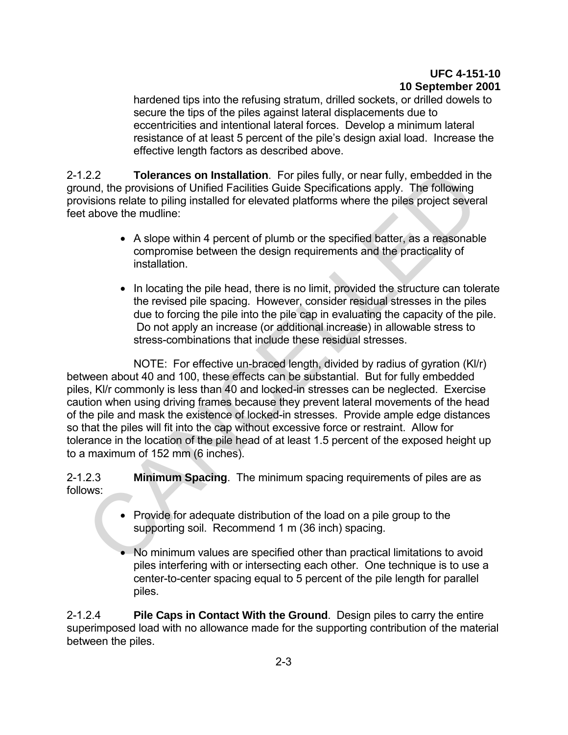hardened tips into the refusing stratum, drilled sockets, or drilled dowels to secure the tips of the piles against lateral displacements due to eccentricities and intentional lateral forces. Develop a minimum lateral resistance of at least 5 percent of the pile's design axial load. Increase the effective length factors as described above.

2-1.2.2 **Tolerances on Installation**. For piles fully, or near fully, embedded in the ground, the provisions of Unified Facilities Guide Specifications apply. The following provisions relate to piling installed for elevated platforms where the piles project several feet above the mudline:

- A slope within 4 percent of plumb or the specified batter, as a reasonable compromise between the design requirements and the practicality of installation.

- In locating the pile head, there is no limit, provided the structure can tolerate the revised pile spacing. However, consider residual stresses in the piles due to forcing the pile into the pile cap in evaluating the capacity of the pile. Do not apply an increase (or additional increase) in allowable stress to stress-combinations that include these residual stresses.

NOTE: For effective un-braced length, divided by radius of gyration (Kl/r) between about 40 and 100, these effects can be substantial. But for fully embedded piles, Kl/r commonly is less than 40 and locked-in stresses can be neglected. Exercise caution when using driving frames because they prevent lateral movements of the head of the pile and mask the existence of locked-in stresses. Provide ample edge distances so that the piles will fit into the cap without excessive force or restraint. Allow for tolerance in the location of the pile head of at least 1.5 percent of the exposed height up to a maximum of 152 mm (6 inches).

2-1.2.3 **Minimum Spacing**. The minimum spacing requirements of piles are as follows:

- Provide for adequate distribution of the load on a pile group to the supporting soil. Recommend 1 m (36 inch) spacing.

- No minimum values are specified other than practical limitations to avoid piles interfering with or intersecting each other. One technique is to use a center-to-center spacing equal to 5 percent of the pile length for parallel piles.

2-1.2.4 **Pile Caps in Contact With the Ground**. Design piles to carry the entire superimposed load with no allowance made for the supporting contribution of the material between the piles.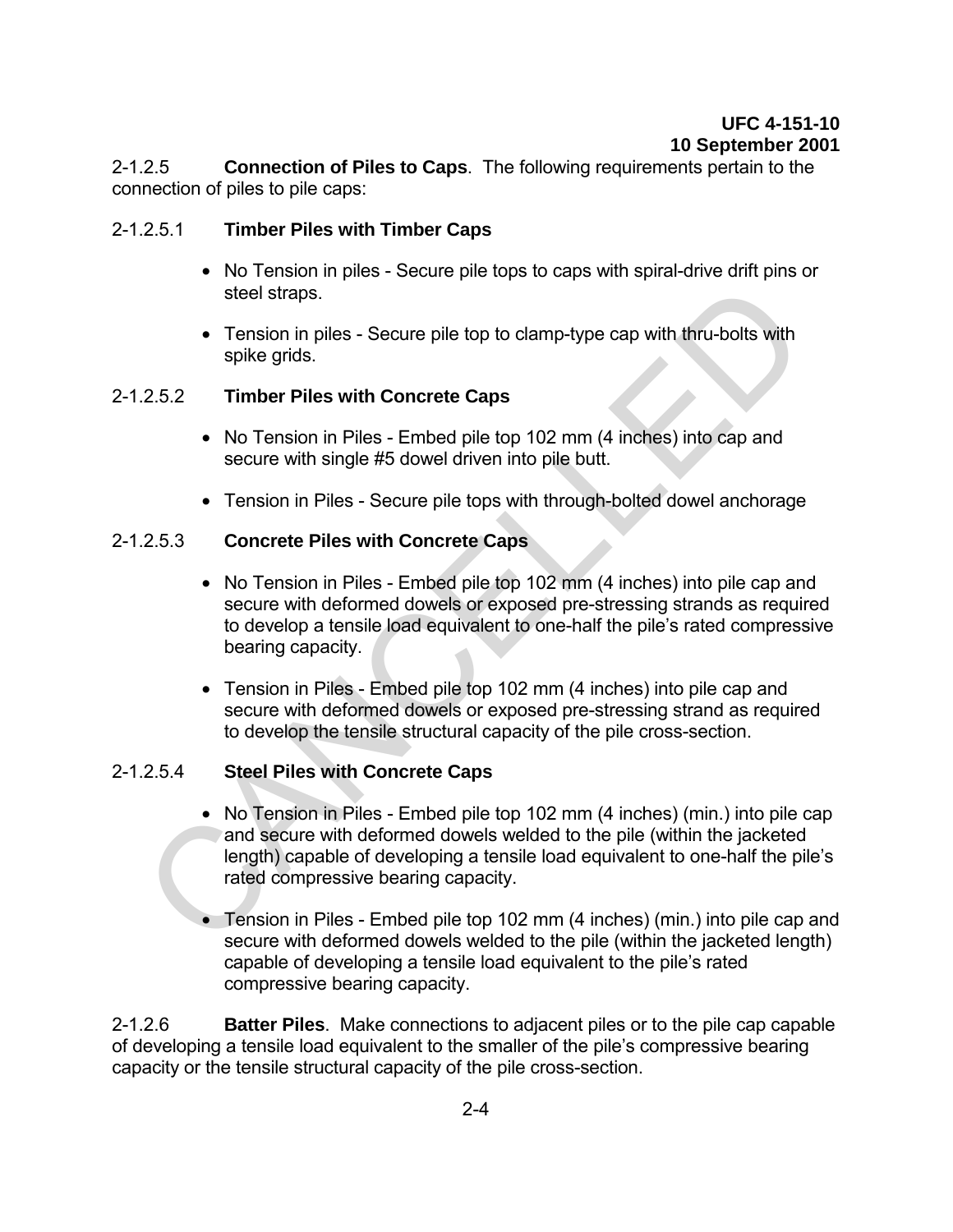2-1.2.5 **Connection of Piles to Caps**. The following requirements pertain to the connection of piles to pile caps:

2-1.2.5.1 **Timber Piles with Timber Caps**

- No Tension in piles - Secure pile tops to caps with spiral-drive drift pins or steel straps.
- Tension in piles - Secure pile top to clamp-type cap with thru-bolts with spike grids.

2-1.2.5.2 **Timber Piles with Concrete Caps**

- No Tension in Piles - Embed pile top 102 mm (4 inches) into cap and secure with single #5 dowel driven into pile butt.
- Tension in Piles - Secure pile tops with through-bolted dowel anchorage

2-1.2.5.3 **Concrete Piles with Concrete Caps**

- No Tension in Piles - Embed pile top 102 mm (4 inches) into pile cap and secure with deformed dowels or exposed pre-stressing strands as required to develop a tensile load equivalent to one-half the pile's rated compressive bearing capacity.
- Tension in Piles - Embed pile top 102 mm (4 inches) into pile cap and secure with deformed dowels or exposed pre-stressing strand as required to develop the tensile structural capacity of the pile cross-section.

2-1.2.5.4 **Steel Piles with Concrete Caps**

- No Tension in Piles - Embed pile top 102 mm (4 inches) (min.) into pile cap and secure with deformed dowels welded to the pile (within the jacketed length) capable of developing a tensile load equivalent to one-half the pile's rated compressive bearing capacity.
- Tension in Piles - Embed pile top 102 mm (4 inches) (min.) into pile cap and secure with deformed dowels welded to the pile (within the jacketed length) capable of developing a tensile load equivalent to the pile's rated compressive bearing capacity.

2-1.2.6 **Batter Piles**. Make connections to adjacent piles or to the pile cap capable of developing a tensile load equivalent to the smaller of the pile's compressive bearing capacity or the tensile structural capacity of the pile cross-section.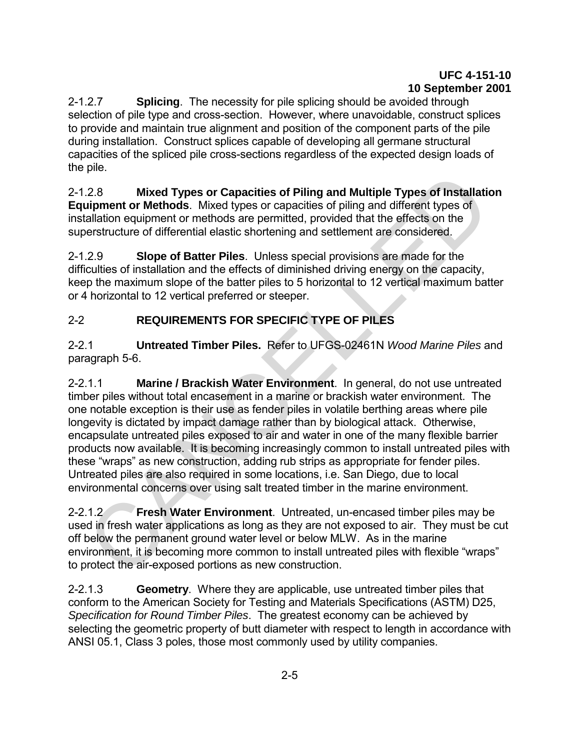2-1.2.7 **Splicing**. The necessity for pile splicing should be avoided through selection of pile type and cross-section. However, where unavoidable, construct splices to provide and maintain true alignment and position of the component parts of the pile during installation. Construct splices capable of developing all germane structural capacities of the spliced pile cross-sections regardless of the expected design loads of the pile.

2-1.2.8 **Mixed Types or Capacities of Piling and Multiple Types of Installation Equipment or Methods**. Mixed types or capacities of piling and different types of installation equipment or methods are permitted, provided that the effects on the superstructure of differential elastic shortening and settlement are considered.

2-1.2.9 **Slope of Batter Piles**. Unless special provisions are made for the difficulties of installation and the effects of diminished driving energy on the capacity, keep the maximum slope of the batter piles to 5 horizontal to 12 vertical maximum batter or 4 horizontal to 12 vertical preferred or steeper.

## 2-2 REQUIREMENTS FOR SPECIFIC TYPE OF PILES

2-2.1 **Untreated Timber Piles.** Refer to UFGS-02461N *Wood Marine Piles* and paragraph 5-6.

2-2.1.1 **Marine / Brackish Water Environment**. In general, do not use untreated timber piles without total encasement in a marine or brackish water environment. The one notable exception is their use as fender piles in volatile berthing areas where pile longevity is dictated by impact damage rather than by biological attack. Otherwise, encapsulate untreated piles exposed to air and water in one of the many flexible barrier products now available. It is becoming increasingly common to install untreated piles with these "wraps" as new construction, adding rub strips as appropriate for fender piles. Untreated piles are also required in some locations, i.e. San Diego, due to local environmental concerns over using salt treated timber in the marine environment.

2-2.1.2 **Fresh Water Environment**. Untreated, un-encased timber piles may be used in fresh water applications as long as they are not exposed to air. They must be cut off below the permanent ground water level or below MLW. As in the marine environment, it is becoming more common to install untreated piles with flexible "wraps" to protect the air-exposed portions as new construction.

2-2.1.3 **Geometry**. Where they are applicable, use untreated timber piles that conform to the American Society for Testing and Materials Specifications (ASTM) D25, *Specification for Round Timber Piles*. The greatest economy can be achieved by selecting the geometric property of butt diameter with respect to length in accordance with ANSI 05.1, Class 3 poles, those most commonly used by utility companies.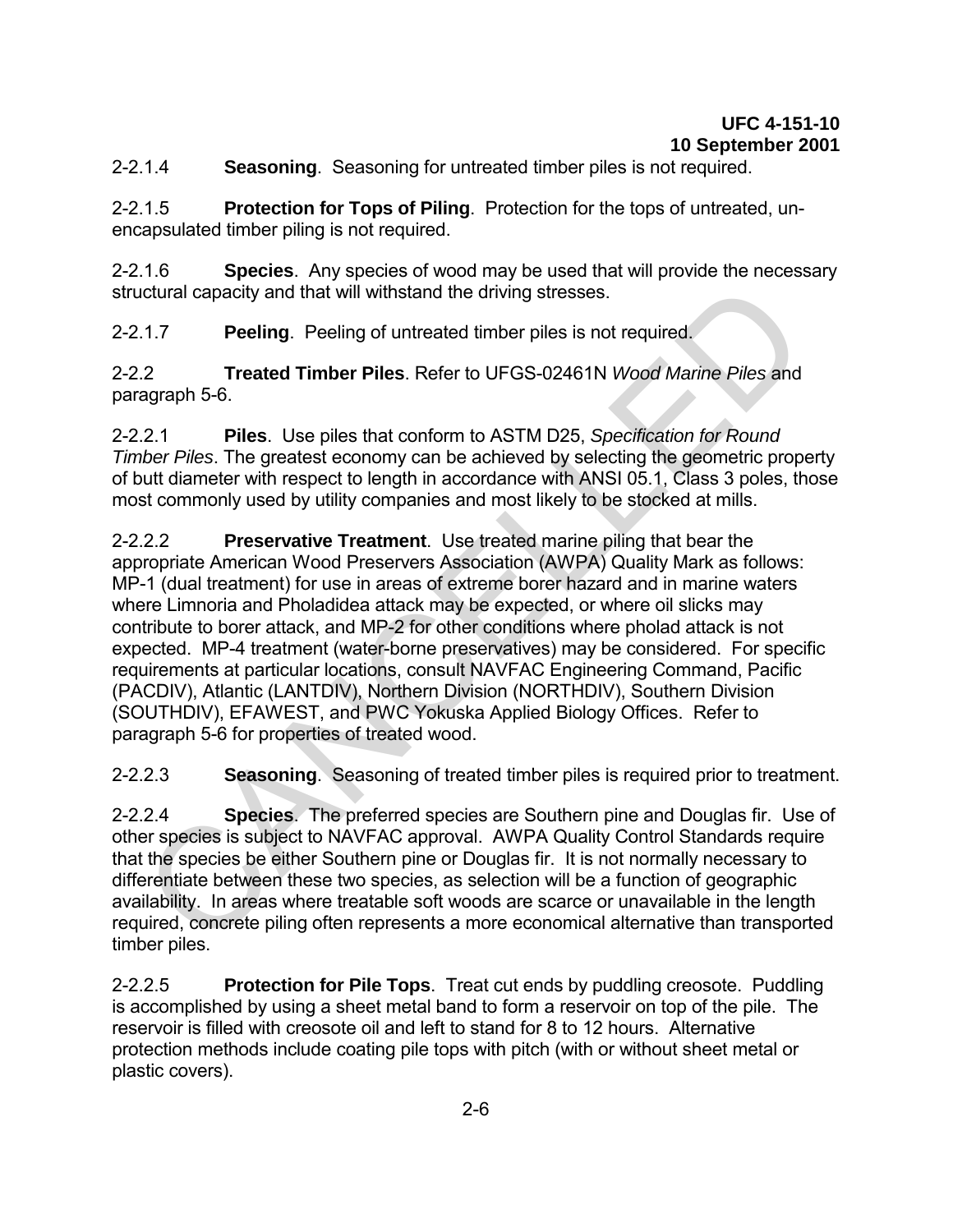2-2.1.4 **Seasoning**. Seasoning for untreated timber piles is not required.

2-2.1.5 **Protection for Tops of Piling**. Protection for the tops of untreated, un-encapsulated timber piling is not required.

2-2.1.6 **Species**. Any species of wood may be used that will provide the necessary structural capacity and that will withstand the driving stresses.

2-2.1.7 **Peeling**. Peeling of untreated timber piles is not required.

2-2.2 **Treated Timber Piles**. Refer to UFGS-02461N *Wood Marine Piles* and paragraph 5-6.

2-2.2.1 **Piles**. Use piles that conform to ASTM D25, *Specification for Round Timber Piles*. The greatest economy can be achieved by selecting the geometric property of butt diameter with respect to length in accordance with ANSI 05.1, Class 3 poles, those most commonly used by utility companies and most likely to be stocked at mills.

2-2.2.2 **Preservative Treatment**. Use treated marine piling that bear the appropriate American Wood Preservers Association (AWPA) Quality Mark as follows: MP-1 (dual treatment) for use in areas of extreme borer hazard and in marine waters where Limnoria and Pholadidea attack may be expected, or where oil slicks may contribute to borer attack, and MP-2 for other conditions where pholad attack is not expected. MP-4 treatment (water-borne preservatives) may be considered. For specific requirements at particular locations, consult NAVFAC Engineering Command, Pacific (PACDIV), Atlantic (LANTDIV), Northern Division (NORTHDIV), Southern Division (SOUTHDIV), EFAWEST, and PWC Yokuska Applied Biology Offices. Refer to paragraph 5-6 for properties of treated wood.

2-2.2.3 **Seasoning**. Seasoning of treated timber piles is required prior to treatment.

2-2.2.4 **Species**. The preferred species are Southern pine and Douglas fir. Use of other species is subject to NAVFAC approval. AWPA Quality Control Standards require that the species be either Southern pine or Douglas fir. It is not normally necessary to differentiate between these two species, as selection will be a function of geographic availability. In areas where treatable soft woods are scarce or unavailable in the length required, concrete piling often represents a more economical alternative than transported timber piles.

2-2.2.5 **Protection for Pile Tops**. Treat cut ends by puddling creosote. Puddling is accomplished by using a sheet metal band to form a reservoir on top of the pile. The reservoir is filled with creosote oil and left to stand for 8 to 12 hours. Alternative protection methods include coating pile tops with pitch (with or without sheet metal or plastic covers).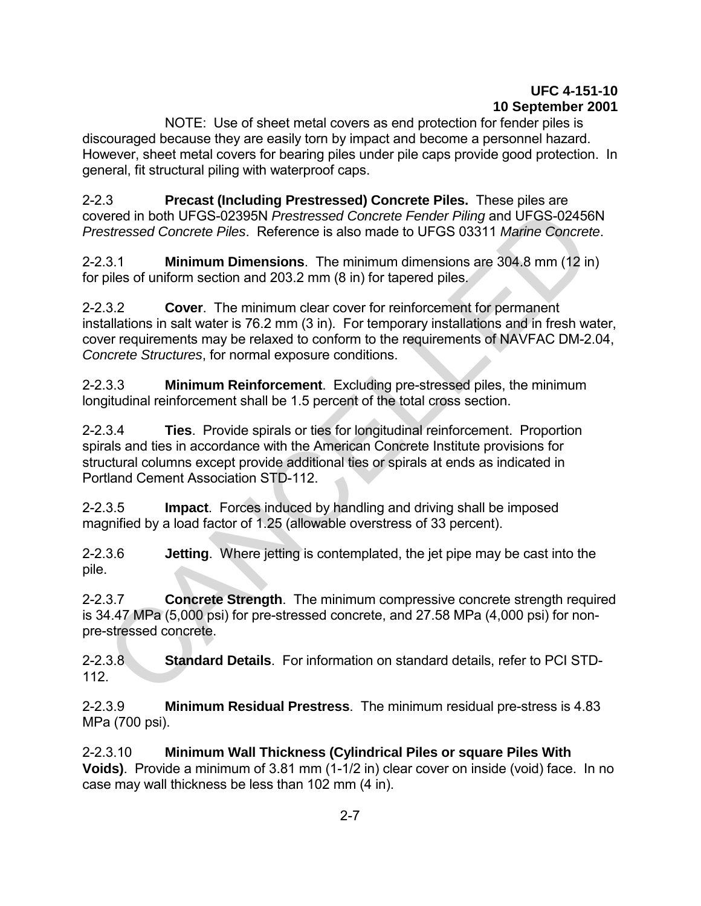NOTE: Use of sheet metal covers as end protection for fender piles is discouraged because they are easily torn by impact and become a personnel hazard. However, sheet metal covers for bearing piles under pile caps provide good protection. In general, fit structural piling with waterproof caps.

2-2.3 **Precast (Including Prestressed) Concrete Piles.** These piles are covered in both UFGS-02395N *Prestressed Concrete Fender Piling* and UFGS-02456N *Prestressed Concrete Piles*. Reference is also made to UFGS 03311 *Marine Concrete*.

2-2.3.1 **Minimum Dimensions**. The minimum dimensions are 304.8 mm (12 in) for piles of uniform section and 203.2 mm (8 in) for tapered piles.

2-2.3.2 **Cover**. The minimum clear cover for reinforcement for permanent installations in salt water is 76.2 mm (3 in). For temporary installations and in fresh water, cover requirements may be relaxed to conform to the requirements of NAVFAC DM-2.04, *Concrete Structures*, for normal exposure conditions.

2-2.3.3 **Minimum Reinforcement**. Excluding pre-stressed piles, the minimum longitudinal reinforcement shall be 1.5 percent of the total cross section.

2-2.3.4 **Ties**. Provide spirals or ties for longitudinal reinforcement. Proportion spirals and ties in accordance with the American Concrete Institute provisions for structural columns except provide additional ties or spirals at ends as indicated in Portland Cement Association STD-112.

2-2.3.5 **Impact**. Forces induced by handling and driving shall be imposed magnified by a load factor of 1.25 (allowable overstress of 33 percent).

2-2.3.6 **Jetting**. Where jetting is contemplated, the jet pipe may be cast into the pile.

2-2.3.7 **Concrete Strength**. The minimum compressive concrete strength required is 34.47 MPa (5,000 psi) for pre-stressed concrete, and 27.58 MPa (4,000 psi) for non-pre-stressed concrete.

2-2.3.8 **Standard Details**. For information on standard details, refer to PCI STD-112.

2-2.3.9 **Minimum Residual Prestress**. The minimum residual pre-stress is 4.83 MPa (700 psi).

2-2.3.10 **Minimum Wall Thickness (Cylindrical Piles or square Piles With Voids)**. Provide a minimum of 3.81 mm (1-1/2 in) clear cover on inside (void) face. In no case may wall thickness be less than 102 mm (4 in).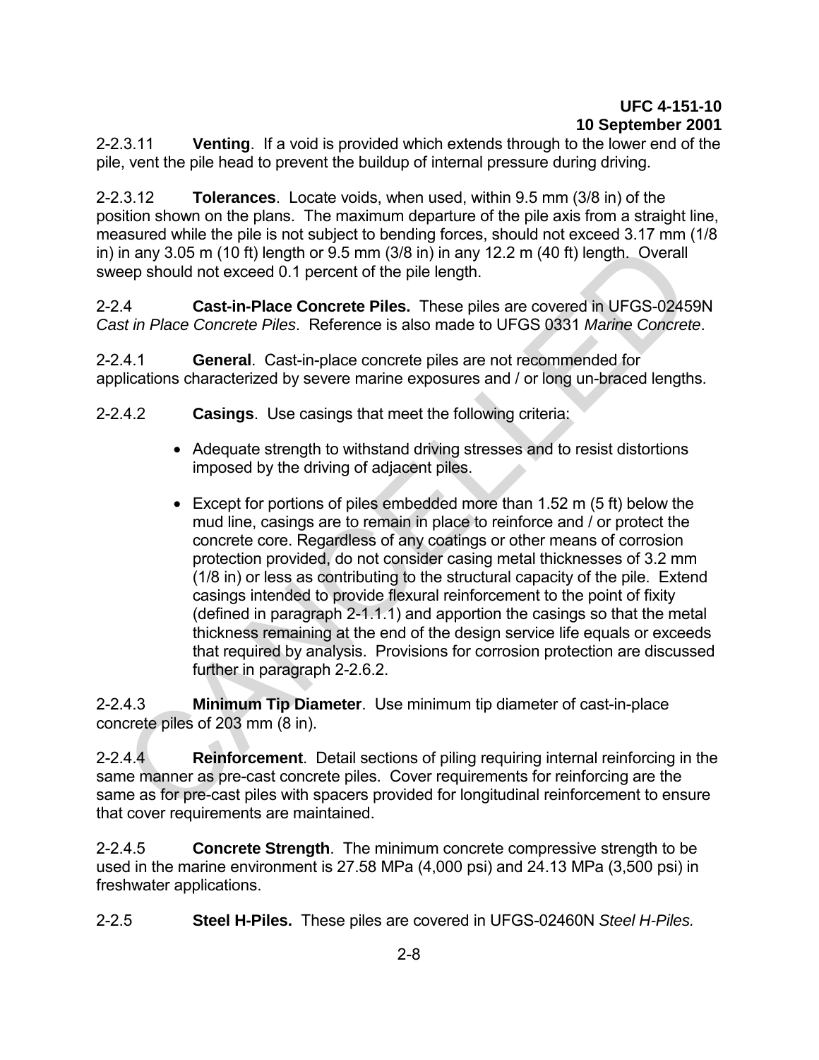2-2.3.11 **Venting**. If a void is provided which extends through to the lower end of the pile, vent the pile head to prevent the buildup of internal pressure during driving.

2-2.3.12 **Tolerances**. Locate voids, when used, within 9.5 mm (3/8 in) of the position shown on the plans. The maximum departure of the pile axis from a straight line, measured while the pile is not subject to bending forces, should not exceed 3.17 mm (1/8 in) in any 3.05 m (10 ft) length or 9.5 mm (3/8 in) in any 12.2 m (40 ft) length. Overall sweep should not exceed 0.1 percent of the pile length.

2-2.4 **Cast-in-Place Concrete Piles.** These piles are covered in UFGS-02459N *Cast in Place Concrete Piles*. Reference is also made to UFGS 0331 *Marine Concrete*.

2-2.4.1 **General**. Cast-in-place concrete piles are not recommended for applications characterized by severe marine exposures and / or long un-braced lengths.

2-2.4.2 **Casings**. Use casings that meet the following criteria:

- Adequate strength to withstand driving stresses and to resist distortions imposed by the driving of adjacent piles.

- Except for portions of piles embedded more than 1.52 m (5 ft) below the mud line, casings are to remain in place to reinforce and / or protect the concrete core. Regardless of any coatings or other means of corrosion protection provided, do not consider casing metal thicknesses of 3.2 mm (1/8 in) or less as contributing to the structural capacity of the pile. Extend casings intended to provide flexural reinforcement to the point of fixity (defined in paragraph 2-1.1.1) and apportion the casings so that the metal thickness remaining at the end of the design service life equals or exceeds that required by analysis. Provisions for corrosion protection are discussed further in paragraph 2-2.6.2.

2-2.4.3 **Minimum Tip Diameter**. Use minimum tip diameter of cast-in-place concrete piles of 203 mm (8 in).

2-2.4.4 **Reinforcement**. Detail sections of piling requiring internal reinforcing in the same manner as pre-cast concrete piles. Cover requirements for reinforcing are the same as for pre-cast piles with spacers provided for longitudinal reinforcement to ensure that cover requirements are maintained.

2-2.4.5 **Concrete Strength**. The minimum concrete compressive strength to be used in the marine environment is 27.58 MPa (4,000 psi) and 24.13 MPa (3,500 psi) in freshwater applications.

2-2.5 **Steel H-Piles.** These piles are covered in UFGS-02460N *Steel H-Piles.*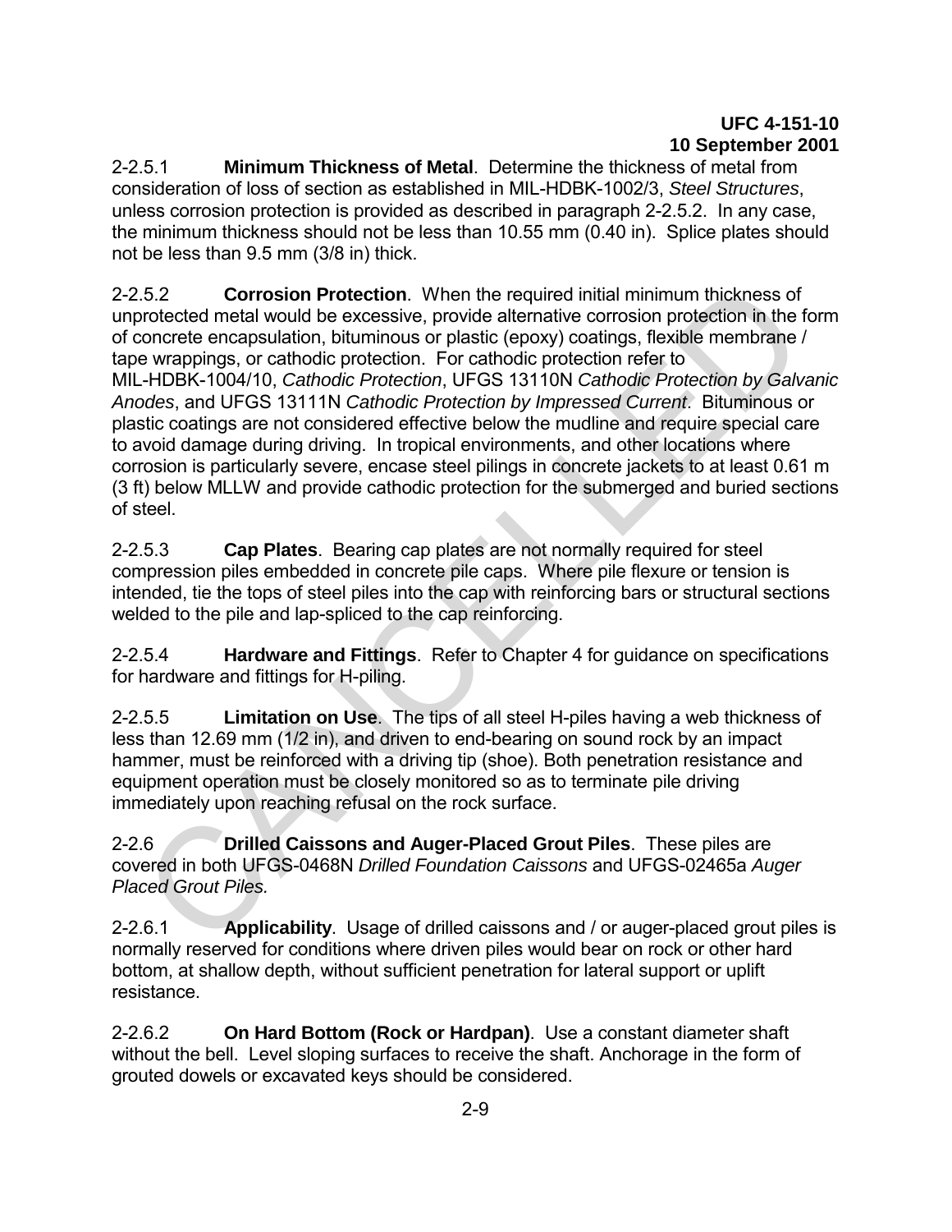2-2.5.1 **Minimum Thickness of Metal**. Determine the thickness of metal from consideration of loss of section as established in MIL-HDBK-1002/3, *Steel Structures*, unless corrosion protection is provided as described in paragraph 2-2.5.2. In any case, the minimum thickness should not be less than 10.55 mm (0.40 in). Splice plates should not be less than 9.5 mm (3/8 in) thick.

2-2.5.2 **Corrosion Protection**. When the required initial minimum thickness of unprotected metal would be excessive, provide alternative corrosion protection in the form of concrete encapsulation, bituminous or plastic (epoxy) coatings, flexible membrane / tape wrappings, or cathodic protection. For cathodic protection refer to MIL-HDBK-1004/10, *Cathodic Protection*, UFGS 13110N *Cathodic Protection by Galvanic Anodes*, and UFGS 13111N *Cathodic Protection by Impressed Current*. Bituminous or plastic coatings are not considered effective below the mudline and require special care to avoid damage during driving. In tropical environments, and other locations where corrosion is particularly severe, encase steel pilings in concrete jackets to at least 0.61 m (3 ft) below MLLW and provide cathodic protection for the submerged and buried sections of steel.

2-2.5.3 **Cap Plates**. Bearing cap plates are not normally required for steel compression piles embedded in concrete pile caps. Where pile flexure or tension is intended, tie the tops of steel piles into the cap with reinforcing bars or structural sections welded to the pile and lap-spliced to the cap reinforcing.

2-2.5.4 **Hardware and Fittings**. Refer to Chapter 4 for guidance on specifications for hardware and fittings for H-piling.

2-2.5.5 **Limitation on Use**. The tips of all steel H-piles having a web thickness of less than 12.69 mm (1/2 in), and driven to end-bearing on sound rock by an impact hammer, must be reinforced with a driving tip (shoe). Both penetration resistance and equipment operation must be closely monitored so as to terminate pile driving immediately upon reaching refusal on the rock surface.

2-2.6 **Drilled Caissons and Auger-Placed Grout Piles**. These piles are covered in both UFGS-0468N *Drilled Foundation Caissons* and UFGS-02465a *Auger Placed Grout Piles.*

2-2.6.1 **Applicability**. Usage of drilled caissons and / or auger-placed grout piles is normally reserved for conditions where driven piles would bear on rock or other hard bottom, at shallow depth, without sufficient penetration for lateral support or uplift resistance.

2-2.6.2 **On Hard Bottom (Rock or Hardpan)**. Use a constant diameter shaft without the bell. Level sloping surfaces to receive the shaft. Anchorage in the form of grouted dowels or excavated keys should be considered.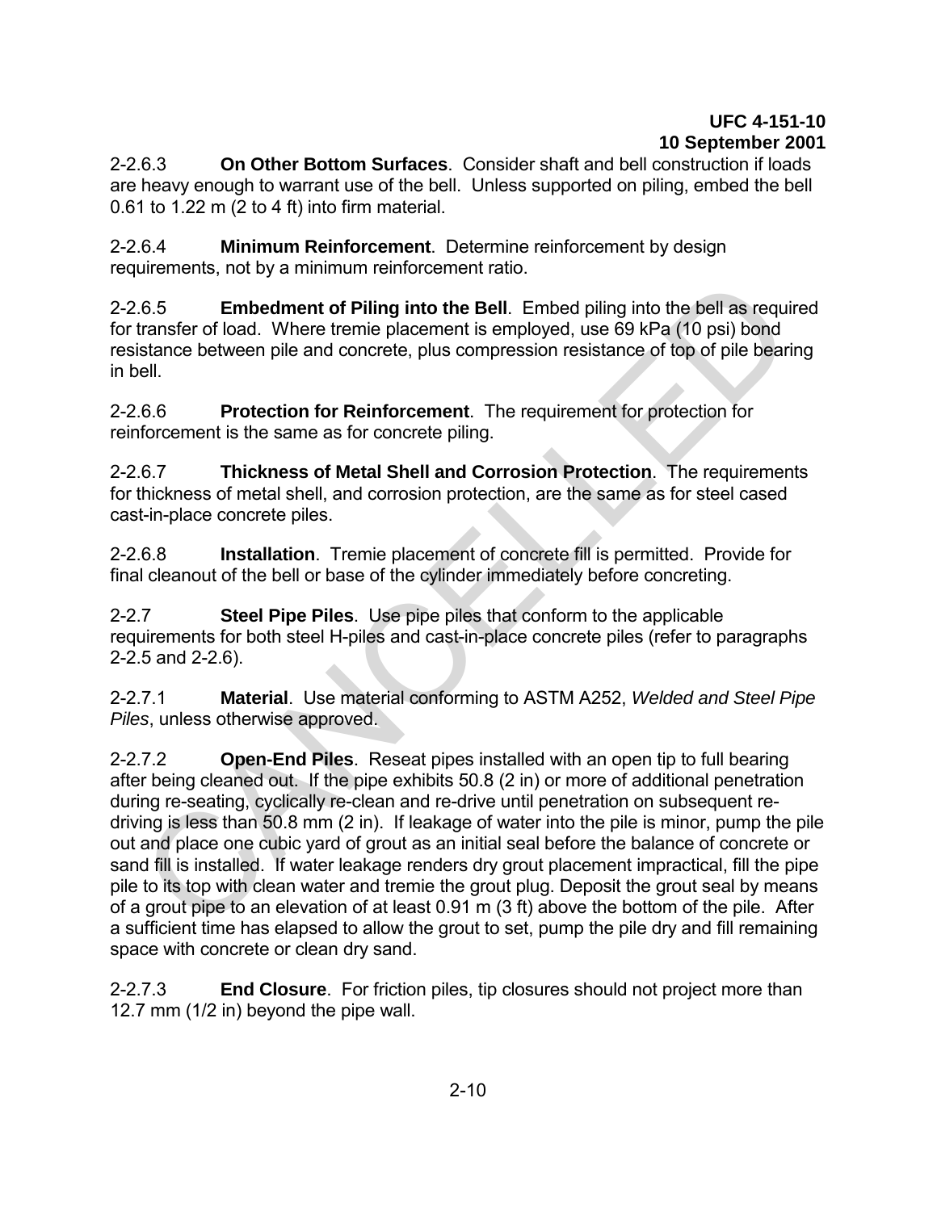2-2.6.3 **On Other Bottom Surfaces**. Consider shaft and bell construction if loads are heavy enough to warrant use of the bell. Unless supported on piling, embed the bell 0.61 to 1.22 m (2 to 4 ft) into firm material.

2-2.6.4 **Minimum Reinforcement**. Determine reinforcement by design requirements, not by a minimum reinforcement ratio.

2-2.6.5 **Embedment of Piling into the Bell**. Embed piling into the bell as required for transfer of load. Where tremie placement is employed, use 69 kPa (10 psi) bond resistance between pile and concrete, plus compression resistance of top of pile bearing in bell.

2-2.6.6 **Protection for Reinforcement**. The requirement for protection for reinforcement is the same as for concrete piling.

2-2.6.7 **Thickness of Metal Shell and Corrosion Protection**. The requirements for thickness of metal shell, and corrosion protection, are the same as for steel cased cast-in-place concrete piles.

2-2.6.8 **Installation**. Tremie placement of concrete fill is permitted. Provide for final cleanout of the bell or base of the cylinder immediately before concreting.

2-2.7 **Steel Pipe Piles**. Use pipe piles that conform to the applicable requirements for both steel H-piles and cast-in-place concrete piles (refer to paragraphs 2-2.5 and 2-2.6).

2-2.7.1 **Material**. Use material conforming to ASTM A252, *Welded and Steel Pipe Piles*, unless otherwise approved.

2-2.7.2 **Open-End Piles**. Reseat pipes installed with an open tip to full bearing after being cleaned out. If the pipe exhibits 50.8 (2 in) or more of additional penetration during re-seating, cyclically re-clean and re-drive until penetration on subsequent re-driving is less than 50.8 mm (2 in). If leakage of water into the pile is minor, pump the pile out and place one cubic yard of grout as an initial seal before the balance of concrete or sand fill is installed. If water leakage renders dry grout placement impractical, fill the pipe pile to its top with clean water and tremie the grout plug. Deposit the grout seal by means of a grout pipe to an elevation of at least 0.91 m (3 ft) above the bottom of the pile. After a sufficient time has elapsed to allow the grout to set, pump the pile dry and fill remaining space with concrete or clean dry sand.

2-2.7.3 **End Closure**. For friction piles, tip closures should not project more than 12.7 mm (1/2 in) beyond the pipe wall.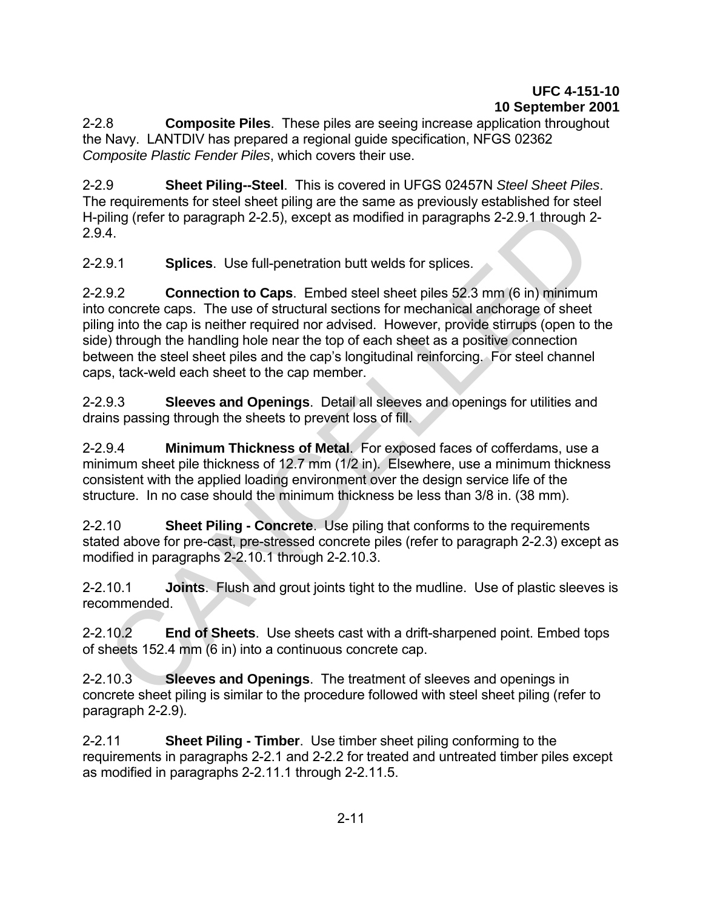2-2.8 **Composite Piles**. These piles are seeing increase application throughout the Navy. LANTDIV has prepared a regional guide specification, NFGS 02362 *Composite Plastic Fender Piles*, which covers their use.

2-2.9 **Sheet Piling--Steel**. This is covered in UFGS 02457N *Steel Sheet Piles*. The requirements for steel sheet piling are the same as previously established for steel H-piling (refer to paragraph 2-2.5), except as modified in paragraphs 2-2.9.1 through 2-2.9.4.

2-2.9.1 **Splices**. Use full-penetration butt welds for splices.

2-2.9.2 **Connection to Caps**. Embed steel sheet piles 52.3 mm (6 in) minimum into concrete caps. The use of structural sections for mechanical anchorage of sheet piling into the cap is neither required nor advised. However, provide stirrups (open to the side) through the handling hole near the top of each sheet as a positive connection between the steel sheet piles and the cap's longitudinal reinforcing. For steel channel caps, tack-weld each sheet to the cap member.

2-2.9.3 **Sleeves and Openings**. Detail all sleeves and openings for utilities and drains passing through the sheets to prevent loss of fill.

2-2.9.4 **Minimum Thickness of Metal**. For exposed faces of cofferdams, use a minimum sheet pile thickness of 12.7 mm (1/2 in). Elsewhere, use a minimum thickness consistent with the applied loading environment over the design service life of the structure. In no case should the minimum thickness be less than 3/8 in. (38 mm).

2-2.10 **Sheet Piling - Concrete**. Use piling that conforms to the requirements stated above for pre-cast, pre-stressed concrete piles (refer to paragraph 2-2.3) except as modified in paragraphs 2-2.10.1 through 2-2.10.3.

2-2.10.1 **Joints**. Flush and grout joints tight to the mudline. Use of plastic sleeves is recommended.

2-2.10.2 **End of Sheets**. Use sheets cast with a drift-sharpened point. Embed tops of sheets 152.4 mm (6 in) into a continuous concrete cap.

2-2.10.3 **Sleeves and Openings**. The treatment of sleeves and openings in concrete sheet piling is similar to the procedure followed with steel sheet piling (refer to paragraph 2-2.9).

2-2.11 **Sheet Piling - Timber**. Use timber sheet piling conforming to the requirements in paragraphs 2-2.1 and 2-2.2 for treated and untreated timber piles except as modified in paragraphs 2-2.11.1 through 2-2.11.5.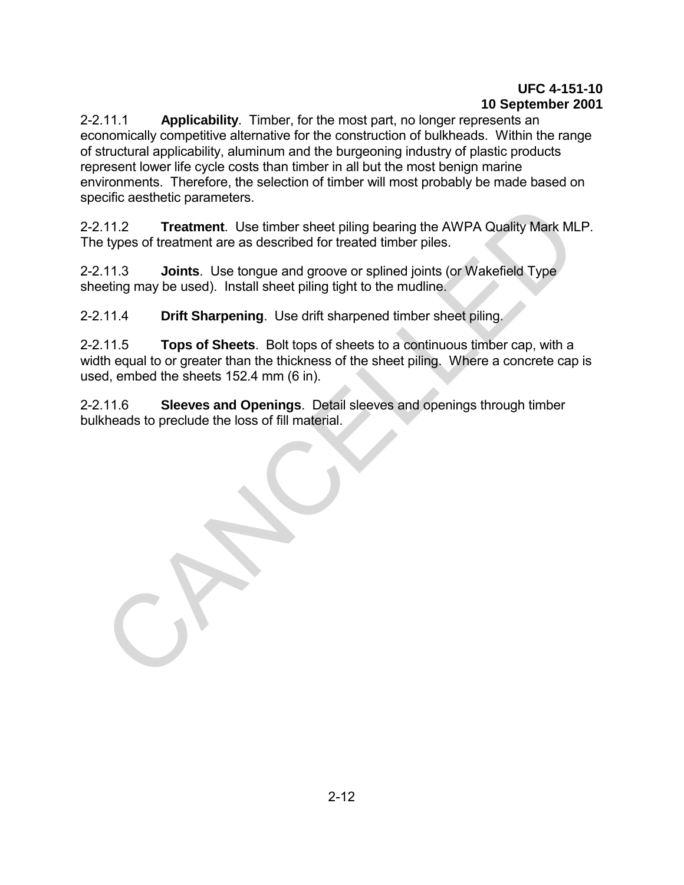2-2.11.1 **Applicability**. Timber, for the most part, no longer represents an economically competitive alternative for the construction of bulkheads. Within the range of structural applicability, aluminum and the burgeoning industry of plastic products represent lower life cycle costs than timber in all but the most benign marine environments. Therefore, the selection of timber will most probably be made based on specific aesthetic parameters.

2-2.11.2 **Treatment**. Use timber sheet piling bearing the AWPA Quality Mark MLP. The types of treatment are as described for treated timber piles.

2-2.11.3 **Joints**. Use tongue and groove or splined joints (or Wakefield Type sheeting may be used). Install sheet piling tight to the mudline.

2-2.11.4 **Drift Sharpening**. Use drift sharpened timber sheet piling.

2-2.11.5 **Tops of Sheets**. Bolt tops of sheets to a continuous timber cap, with a width equal to or greater than the thickness of the sheet piling. Where a concrete cap is used, embed the sheets 152.4 mm (6 in).

2-2.11.6 **Sleeves and Openings**. Detail sleeves and openings through timber bulkheads to preclude the loss of fill material.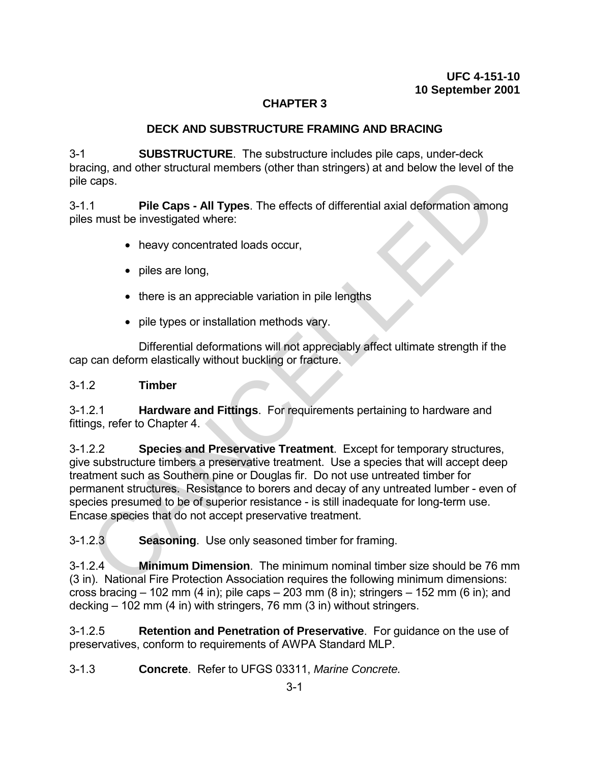# CHAPTER 3

## DECK AND SUBSTRUCTURE FRAMING AND BRACING

3-1 **SUBSTRUCTURE**. The substructure includes pile caps, under-deck bracing, and other structural members (other than stringers) at and below the level of the pile caps.

3-1.1 **Pile Caps - All Types**. The effects of differential axial deformation among piles must be investigated where:

- heavy concentrated loads occur,
- piles are long,
- there is an appreciable variation in pile lengths
- pile types or installation methods vary.

Differential deformations will not appreciably affect ultimate strength if the cap can deform elastically without buckling or fracture.

3-1.2 **Timber**

3-1.2.1 **Hardware and Fittings**. For requirements pertaining to hardware and fittings, refer to Chapter 4.

3-1.2.2 **Species and Preservative Treatment**. Except for temporary structures, give substructure timbers a preservative treatment. Use a species that will accept deep treatment such as Southern pine or Douglas fir. Do not use untreated timber for permanent structures. Resistance to borers and decay of any untreated lumber - even of species presumed to be of superior resistance - is still inadequate for long-term use. Encase species that do not accept preservative treatment.

3-1.2.3 **Seasoning**. Use only seasoned timber for framing.

3-1.2.4 **Minimum Dimension**. The minimum nominal timber size should be 76 mm (3 in). National Fire Protection Association requires the following minimum dimensions: cross bracing – 102 mm (4 in); pile caps – 203 mm (8 in); stringers – 152 mm (6 in); and decking – 102 mm (4 in) with stringers, 76 mm (3 in) without stringers.

3-1.2.5 **Retention and Penetration of Preservative**. For guidance on the use of preservatives, conform to requirements of AWPA Standard MLP.

3-1.3 **Concrete**. Refer to UFGS 03311, *Marine Concrete.*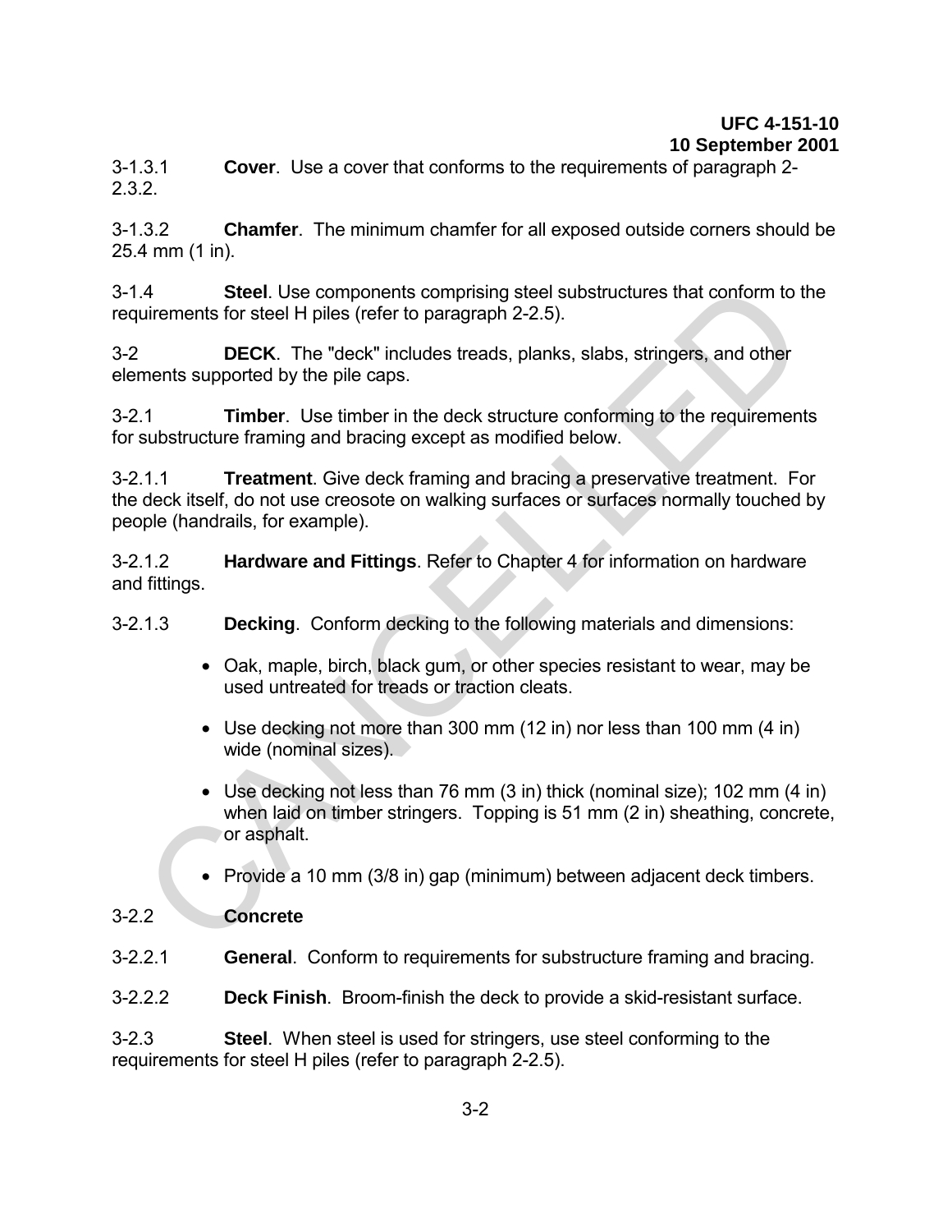3-1.3.1 **Cover**. Use a cover that conforms to the requirements of paragraph 2-2.3.2.

3-1.3.2 **Chamfer**. The minimum chamfer for all exposed outside corners should be 25.4 mm (1 in).

3-1.4 **Steel**. Use components comprising steel substructures that conform to the requirements for steel H piles (refer to paragraph 2-2.5).

3-2 **DECK**. The "deck" includes treads, planks, slabs, stringers, and other elements supported by the pile caps.

3-2.1 **Timber**. Use timber in the deck structure conforming to the requirements for substructure framing and bracing except as modified below.

3-2.1.1 **Treatment**. Give deck framing and bracing a preservative treatment. For the deck itself, do not use creosote on walking surfaces or surfaces normally touched by people (handrails, for example).

3-2.1.2 **Hardware and Fittings**. Refer to Chapter 4 for information on hardware and fittings.

3-2.1.3 **Decking**. Conform decking to the following materials and dimensions:

- Oak, maple, birch, black gum, or other species resistant to wear, may be used untreated for treads or traction cleats.
- Use decking not more than 300 mm (12 in) nor less than 100 mm (4 in) wide (nominal sizes).
- Use decking not less than 76 mm (3 in) thick (nominal size); 102 mm (4 in) when laid on timber stringers. Topping is 51 mm (2 in) sheathing, concrete, or asphalt.
- Provide a 10 mm (3/8 in) gap (minimum) between adjacent deck timbers.

3-2.2 **Concrete**

3-2.2.1 **General**. Conform to requirements for substructure framing and bracing.

3-2.2.2 **Deck Finish**. Broom-finish the deck to provide a skid-resistant surface.

3-2.3 **Steel**. When steel is used for stringers, use steel conforming to the requirements for steel H piles (refer to paragraph 2-2.5).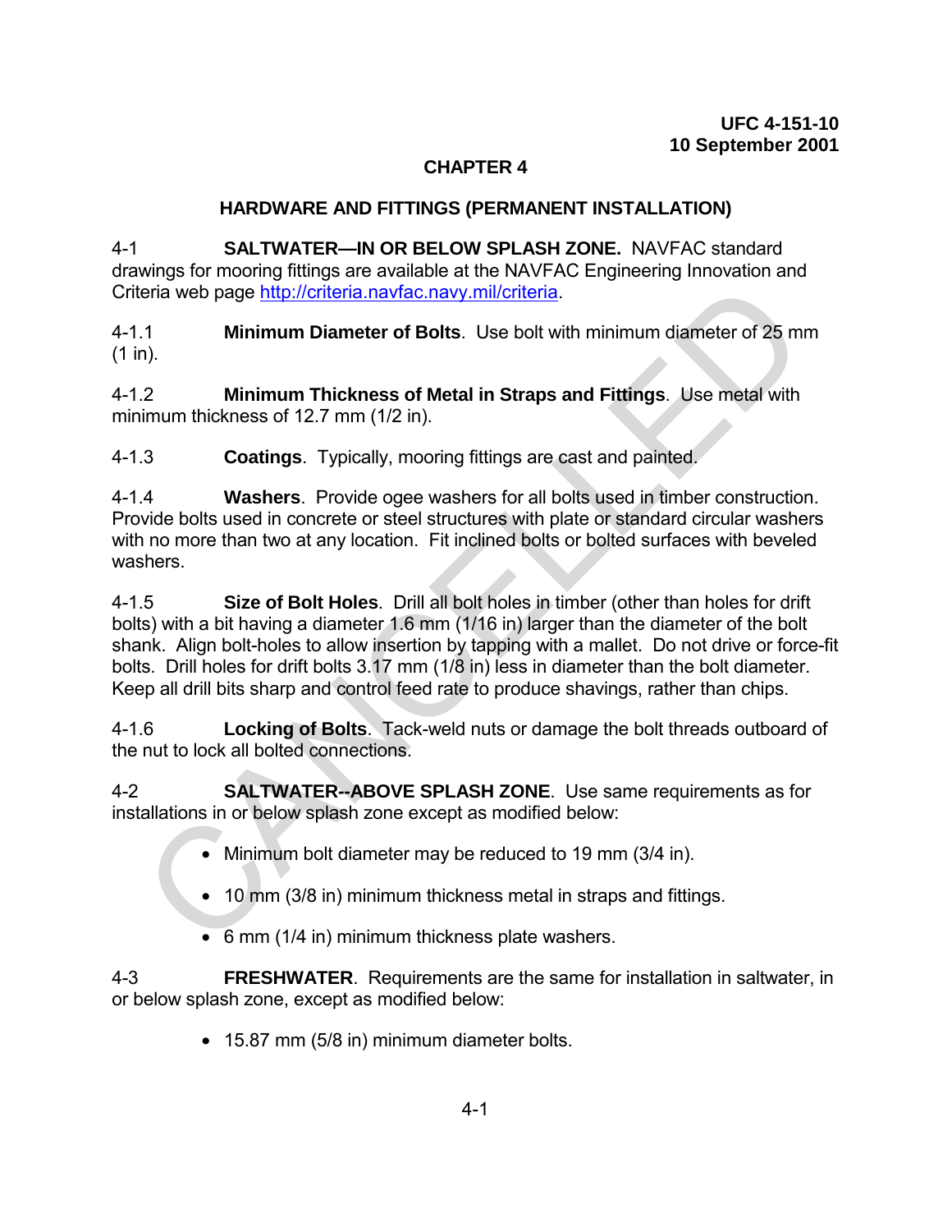# CHAPTER 4

## HARDWARE AND FITTINGS (PERMANENT INSTALLATION)

4-1 **SALTWATER—IN OR BELOW SPLASH ZONE.** NAVFAC standard drawings for mooring fittings are available at the NAVFAC Engineering Innovation and Criteria web page http://criteria.navfac.navy.mil/criteria.

4-1.1 **Minimum Diameter of Bolts**. Use bolt with minimum diameter of 25 mm (1 in).

4-1.2 **Minimum Thickness of Metal in Straps and Fittings**. Use metal with minimum thickness of 12.7 mm (1/2 in).

4-1.3 **Coatings**. Typically, mooring fittings are cast and painted.

4-1.4 **Washers**. Provide ogee washers for all bolts used in timber construction. Provide bolts used in concrete or steel structures with plate or standard circular washers with no more than two at any location. Fit inclined bolts or bolted surfaces with beveled washers.

4-1.5 **Size of Bolt Holes**. Drill all bolt holes in timber (other than holes for drift bolts) with a bit having a diameter 1.6 mm (1/16 in) larger than the diameter of the bolt shank. Align bolt-holes to allow insertion by tapping with a mallet. Do not drive or force-fit bolts. Drill holes for drift bolts 3.17 mm (1/8 in) less in diameter than the bolt diameter. Keep all drill bits sharp and control feed rate to produce shavings, rather than chips.

4-1.6 **Locking of Bolts**. Tack-weld nuts or damage the bolt threads outboard of the nut to lock all bolted connections.

4-2 **SALTWATER--ABOVE SPLASH ZONE**. Use same requirements as for installations in or below splash zone except as modified below:

- Minimum bolt diameter may be reduced to 19 mm (3/4 in).
- 10 mm (3/8 in) minimum thickness metal in straps and fittings.
- 6 mm (1/4 in) minimum thickness plate washers.

4-3 **FRESHWATER**. Requirements are the same for installation in saltwater, in or below splash zone, except as modified below:

- 15.87 mm (5/8 in) minimum diameter bolts.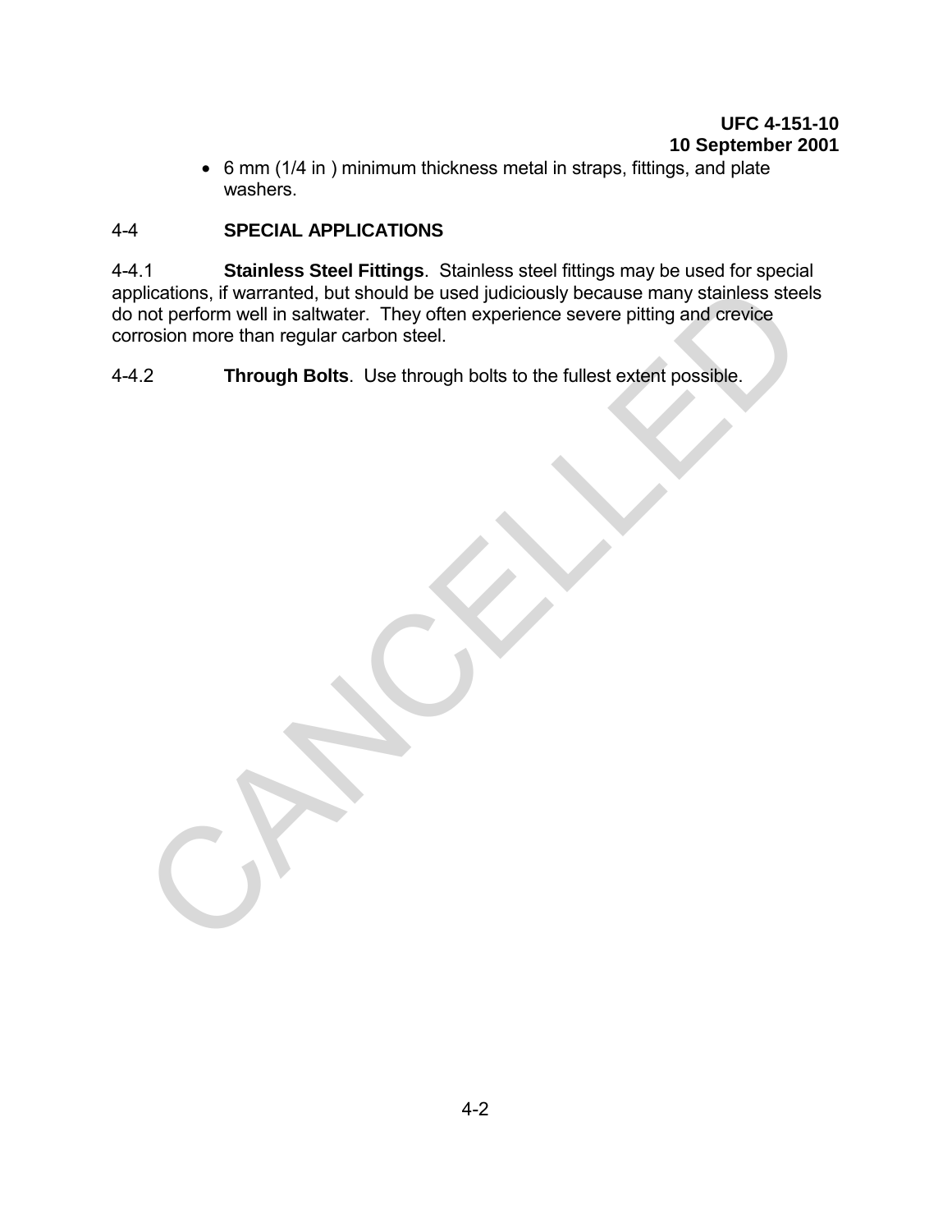- 6 mm (1/4 in ) minimum thickness metal in straps, fittings, and plate washers.

## 4-4 SPECIAL APPLICATIONS

4-4.1 **Stainless Steel Fittings**. Stainless steel fittings may be used for special applications, if warranted, but should be used judiciously because many stainless steels do not perform well in saltwater. They often experience severe pitting and crevice corrosion more than regular carbon steel.

4-4.2 **Through Bolts**. Use through bolts to the fullest extent possible.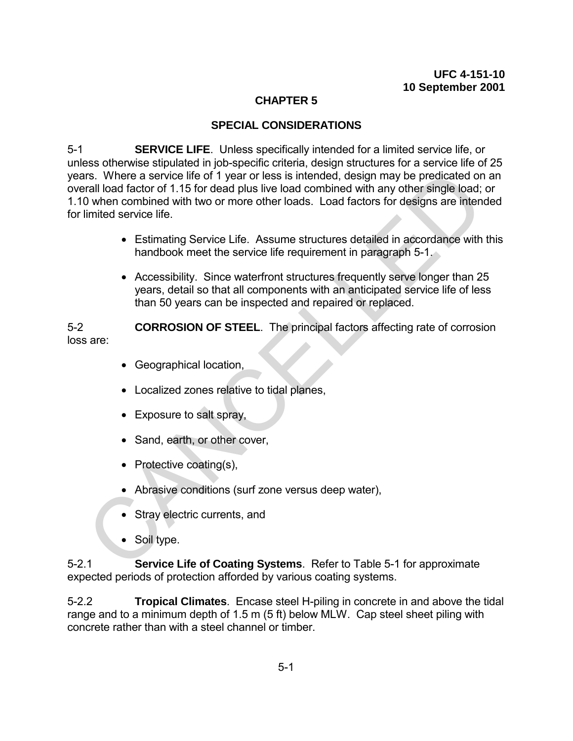# CHAPTER 5

## SPECIAL CONSIDERATIONS

5-1 **SERVICE LIFE**. Unless specifically intended for a limited service life, or unless otherwise stipulated in job-specific criteria, design structures for a service life of 25 years. Where a service life of 1 year or less is intended, design may be predicated on an overall load factor of 1.15 for dead plus live load combined with any other single load; or 1.10 when combined with two or more other loads. Load factors for designs are intended for limited service life.

- Estimating Service Life. Assume structures detailed in accordance with this handbook meet the service life requirement in paragraph 5-1.

- Accessibility. Since waterfront structures frequently serve longer than 25 years, detail so that all components with an anticipated service life of less than 50 years can be inspected and repaired or replaced.

5-2 **CORROSION OF STEEL**. The principal factors affecting rate of corrosion loss are:

- Geographical location,
- Localized zones relative to tidal planes,
- Exposure to salt spray,
- Sand, earth, or other cover,
- Protective coating(s),
- Abrasive conditions (surf zone versus deep water),
- Stray electric currents, and
- Soil type.

5-2.1 **Service Life of Coating Systems**. Refer to Table 5-1 for approximate expected periods of protection afforded by various coating systems.

5-2.2 **Tropical Climates**. Encase steel H-piling in concrete in and above the tidal range and to a minimum depth of 1.5 m (5 ft) below MLW. Cap steel sheet piling with concrete rather than with a steel channel or timber.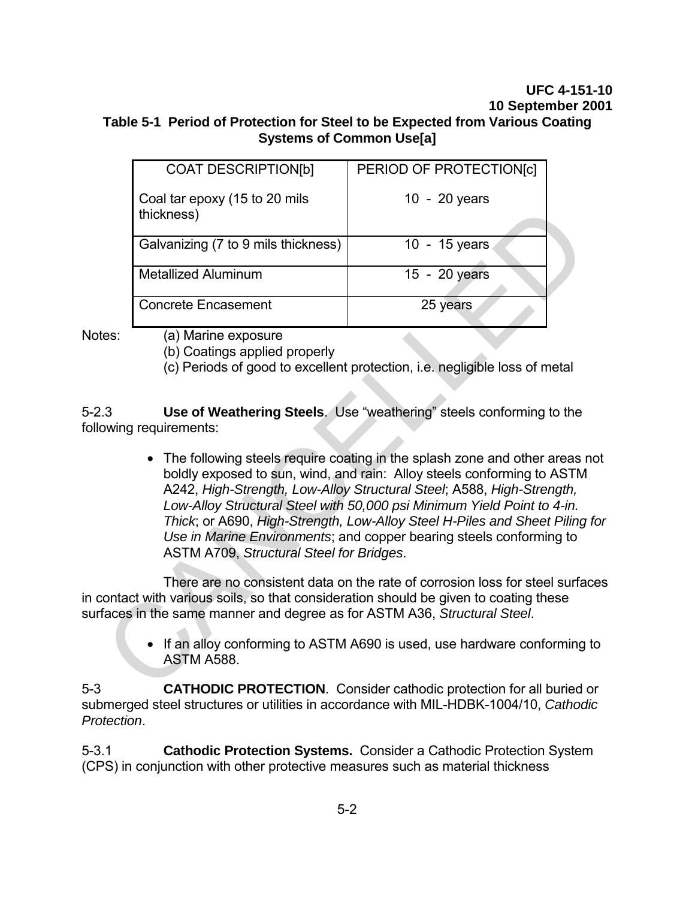**Table 5-1 Period of Protection for Steel to be Expected from Various Coating Systems of Common Use[a]**

| COAT DESCRIPTION[b] | PERIOD OF PROTECTION[c] |
|---|---|
| Coal tar epoxy (15 to 20 mils thickness) | 10 - 20 years |
| Galvanizing (7 to 9 mils thickness) | 10 - 15 years |
| Metallized Aluminum | 15 - 20 years |
| Concrete Encasement | 25 years |

Notes: (a) Marine exposure
(b) Coatings applied properly
(c) Periods of good to excellent protection, i.e. negligible loss of metal

5-2.3 **Use of Weathering Steels**. Use "weathering" steels conforming to the following requirements:

- The following steels require coating in the splash zone and other areas not boldly exposed to sun, wind, and rain: Alloy steels conforming to ASTM A242, *High-Strength, Low-Alloy Structural Steel*; A588, *High-Strength, Low-Alloy Structural Steel with 50,000 psi Minimum Yield Point to 4-in. Thick*; or A690, *High-Strength, Low-Alloy Steel H-Piles and Sheet Piling for Use in Marine Environments*; and copper bearing steels conforming to ASTM A709, *Structural Steel for Bridges*.

There are no consistent data on the rate of corrosion loss for steel surfaces in contact with various soils, so that consideration should be given to coating these surfaces in the same manner and degree as for ASTM A36, *Structural Steel*.

- If an alloy conforming to ASTM A690 is used, use hardware conforming to ASTM A588.

5-3 **CATHODIC PROTECTION**. Consider cathodic protection for all buried or submerged steel structures or utilities in accordance with MIL-HDBK-1004/10, *Cathodic Protection*.

5-3.1 **Cathodic Protection Systems.** Consider a Cathodic Protection System (CPS) in conjunction with other protective measures such as material thickness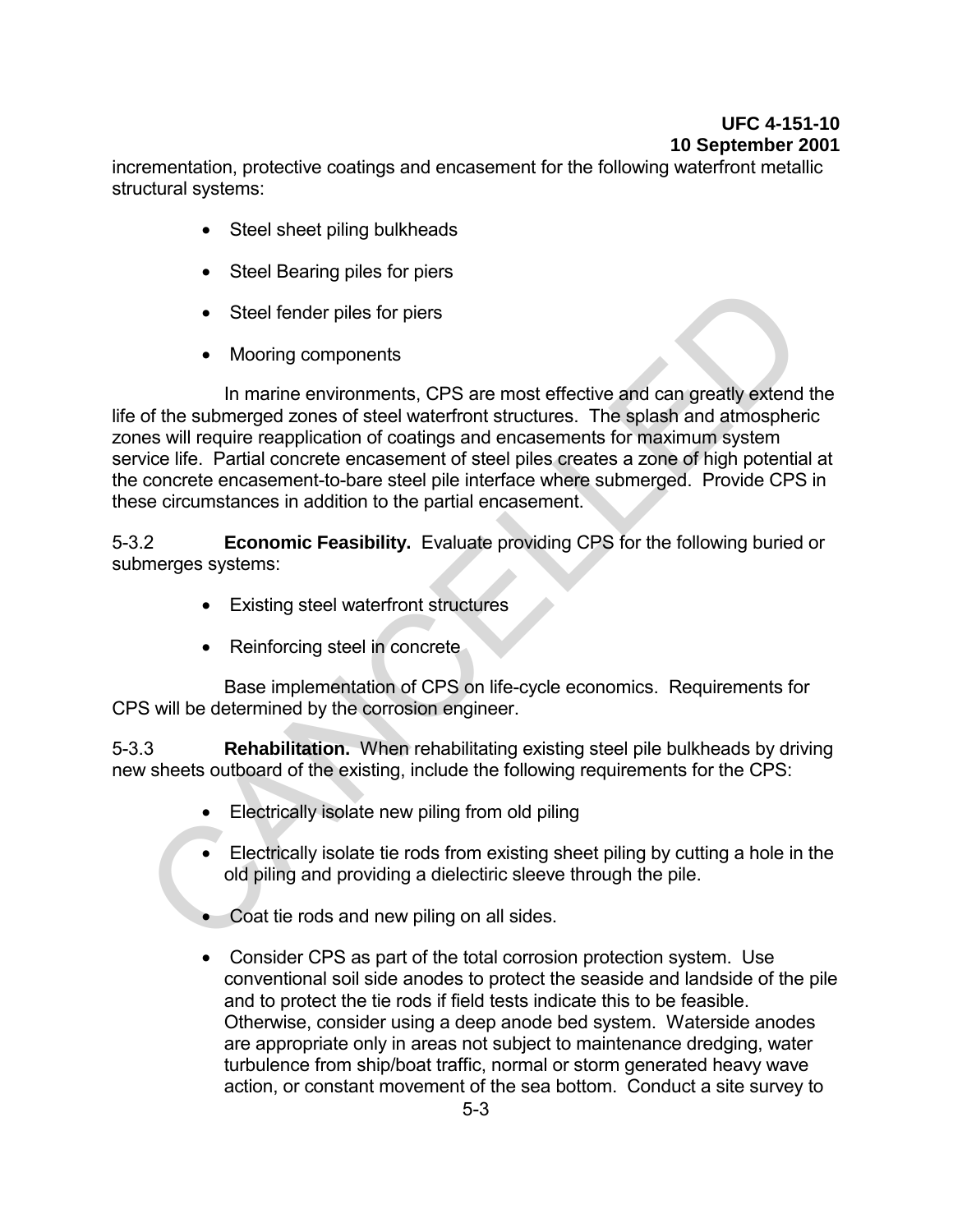incrementation, protective coatings and encasement for the following waterfront metallic structural systems:

- Steel sheet piling bulkheads
- Steel Bearing piles for piers
- Steel fender piles for piers
- Mooring components

In marine environments, CPS are most effective and can greatly extend the life of the submerged zones of steel waterfront structures. The splash and atmospheric zones will require reapplication of coatings and encasements for maximum system service life. Partial concrete encasement of steel piles creates a zone of high potential at the concrete encasement-to-bare steel pile interface where submerged. Provide CPS in these circumstances in addition to the partial encasement.

5-3.2 **Economic Feasibility.** Evaluate providing CPS for the following buried or submerges systems:

- Existing steel waterfront structures
- Reinforcing steel in concrete

Base implementation of CPS on life-cycle economics. Requirements for CPS will be determined by the corrosion engineer.

5-3.3 **Rehabilitation.** When rehabilitating existing steel pile bulkheads by driving new sheets outboard of the existing, include the following requirements for the CPS:

- Electrically isolate new piling from old piling
- Electrically isolate tie rods from existing sheet piling by cutting a hole in the old piling and providing a dielectiric sleeve through the pile.
- Coat tie rods and new piling on all sides.
- Consider CPS as part of the total corrosion protection system. Use conventional soil side anodes to protect the seaside and landside of the pile and to protect the tie rods if field tests indicate this to be feasible. Otherwise, consider using a deep anode bed system. Waterside anodes are appropriate only in areas not subject to maintenance dredging, water turbulence from ship/boat traffic, normal or storm generated heavy wave action, or constant movement of the sea bottom. Conduct a site survey to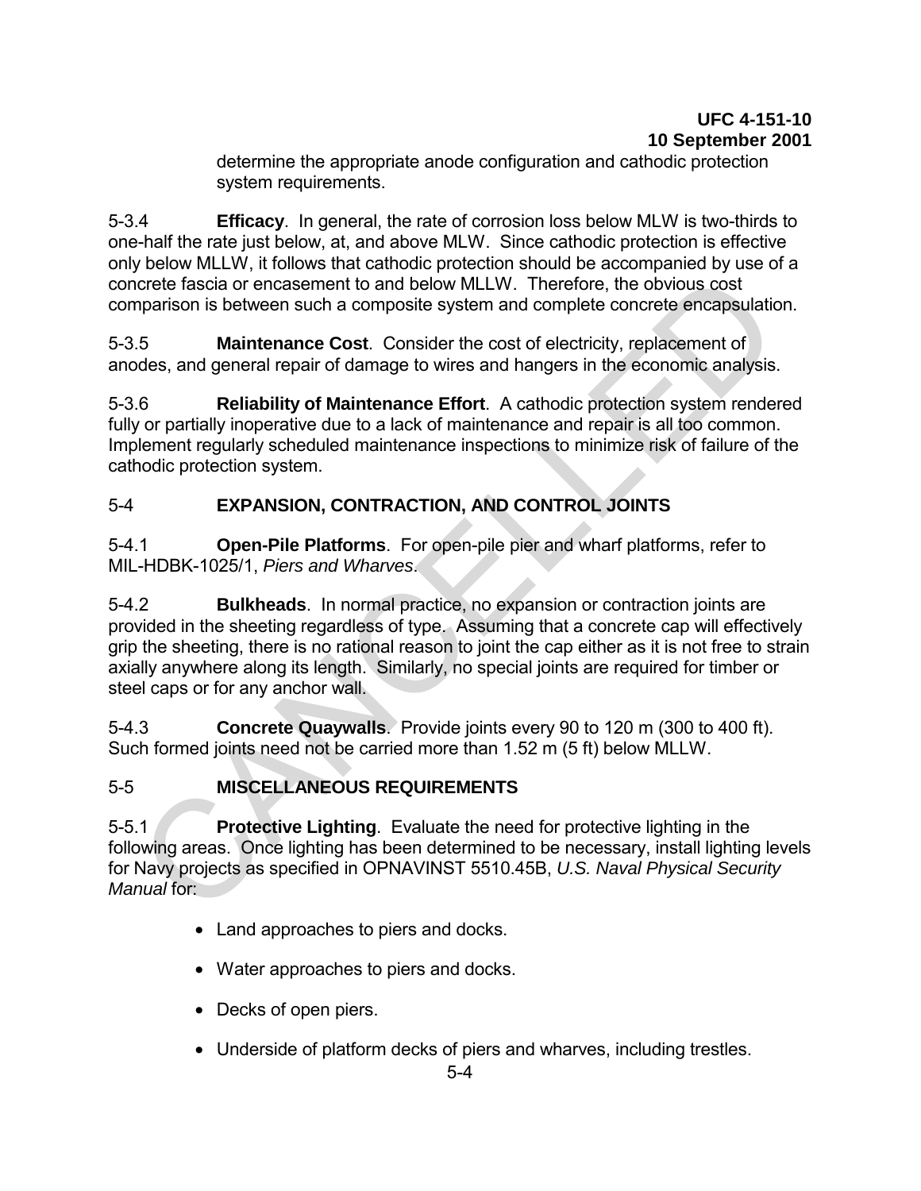determine the appropriate anode configuration and cathodic protection system requirements.

5-3.4 **Efficacy**. In general, the rate of corrosion loss below MLW is two-thirds to one-half the rate just below, at, and above MLW. Since cathodic protection is effective only below MLLW, it follows that cathodic protection should be accompanied by use of a concrete fascia or encasement to and below MLLW. Therefore, the obvious cost comparison is between such a composite system and complete concrete encapsulation.

5-3.5 **Maintenance Cost**. Consider the cost of electricity, replacement of anodes, and general repair of damage to wires and hangers in the economic analysis.

5-3.6 **Reliability of Maintenance Effort**. A cathodic protection system rendered fully or partially inoperative due to a lack of maintenance and repair is all too common. Implement regularly scheduled maintenance inspections to minimize risk of failure of the cathodic protection system.

## 5-4 EXPANSION, CONTRACTION, AND CONTROL JOINTS

5-4.1 **Open-Pile Platforms**. For open-pile pier and wharf platforms, refer to MIL-HDBK-1025/1, *Piers and Wharves*.

5-4.2 **Bulkheads**. In normal practice, no expansion or contraction joints are provided in the sheeting regardless of type. Assuming that a concrete cap will effectively grip the sheeting, there is no rational reason to joint the cap either as it is not free to strain axially anywhere along its length. Similarly, no special joints are required for timber or steel caps or for any anchor wall.

5-4.3 **Concrete Quaywalls**. Provide joints every 90 to 120 m (300 to 400 ft). Such formed joints need not be carried more than 1.52 m (5 ft) below MLLW.

## 5-5 MISCELLANEOUS REQUIREMENTS

5-5.1 **Protective Lighting**. Evaluate the need for protective lighting in the following areas. Once lighting has been determined to be necessary, install lighting levels for Navy projects as specified in OPNAVINST 5510.45B, *U.S. Naval Physical Security Manual* for:

- Land approaches to piers and docks.
- Water approaches to piers and docks.
- Decks of open piers.
- Underside of platform decks of piers and wharves, including trestles.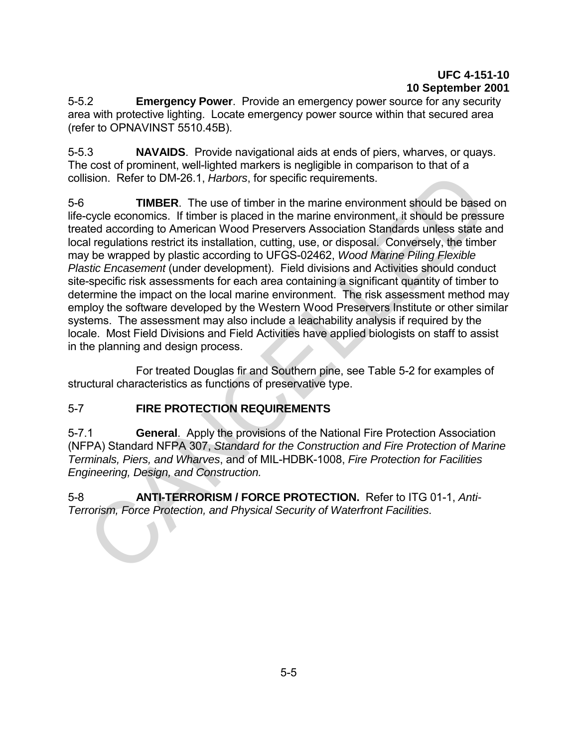5-5.2 **Emergency Power**. Provide an emergency power source for any security area with protective lighting. Locate emergency power source within that secured area (refer to OPNAVINST 5510.45B).

5-5.3 **NAVAIDS**. Provide navigational aids at ends of piers, wharves, or quays. The cost of prominent, well-lighted markers is negligible in comparison to that of a collision. Refer to DM-26.1, *Harbors*, for specific requirements.

5-6 **TIMBER**. The use of timber in the marine environment should be based on life-cycle economics. If timber is placed in the marine environment, it should be pressure treated according to American Wood Preservers Association Standards unless state and local regulations restrict its installation, cutting, use, or disposal. Conversely, the timber may be wrapped by plastic according to UFGS-02462, *Wood Marine Piling Flexible Plastic Encasement* (under development). Field divisions and Activities should conduct site-specific risk assessments for each area containing a significant quantity of timber to determine the impact on the local marine environment. The risk assessment method may employ the software developed by the Western Wood Preservers Institute or other similar systems. The assessment may also include a leachability analysis if required by the locale. Most Field Divisions and Field Activities have applied biologists on staff to assist in the planning and design process.

For treated Douglas fir and Southern pine, see Table 5-2 for examples of structural characteristics as functions of preservative type.

## 5-7 FIRE PROTECTION REQUIREMENTS

5-7.1 **General**. Apply the provisions of the National Fire Protection Association (NFPA) Standard NFPA 307, *Standard for the Construction and Fire Protection of Marine Terminals, Piers, and Wharves*, and of MIL-HDBK-1008, *Fire Protection for Facilities Engineering, Design, and Construction.*

5-8 **ANTI-TERRORISM / FORCE PROTECTION.** Refer to ITG 01-1, *Anti-Terrorism, Force Protection, and Physical Security of Waterfront Facilities*.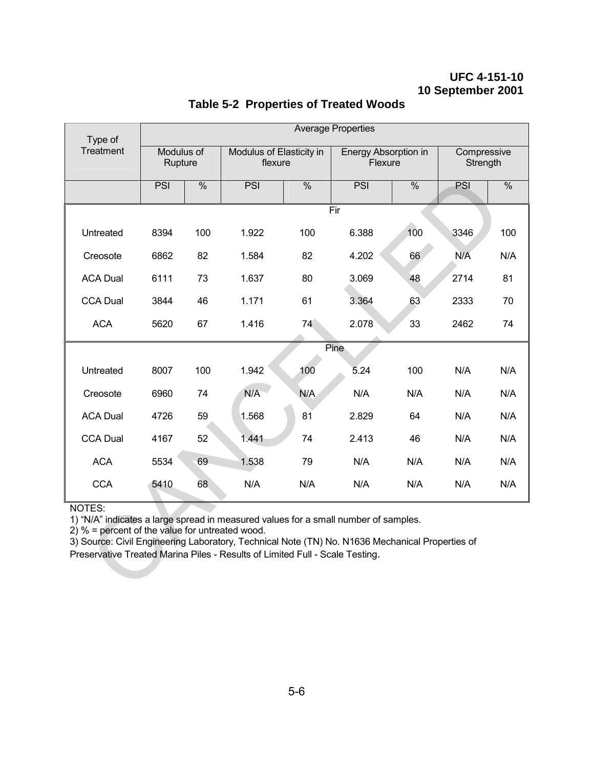**Table 5-2 Properties of Treated Woods**

| Type of Treatment | Average Properties | | | | | | | |
|---|---|---|---|---|---|---|---|---|
| | Modulus of Rupture | | Modulus of Elasticity in flexure | | Energy Absorption in Flexure | | Compressive Strength | |
| | PSI | % | PSI | % | PSI | % | PSI | % |
| **Fir** | | | | | | | | |
| Untreated | 8394 | 100 | 1.922 | 100 | 6.388 | 100 | 3346 | 100 |
| Creosote | 6862 | 82 | 1.584 | 82 | 4.202 | 66 | N/A | N/A |
| ACA Dual | 6111 | 73 | 1.637 | 80 | 3.069 | 48 | 2714 | 81 |
| CCA Dual | 3844 | 46 | 1.171 | 61 | 3.364 | 63 | 2333 | 70 |
| ACA | 5620 | 67 | 1.416 | 74 | 2.078 | 33 | 2462 | 74 |
| **Pine** | | | | | | | | |
| Untreated | 8007 | 100 | 1.942 | 100 | 5.24 | 100 | N/A | N/A |
| Creosote | 6960 | 74 | N/A | N/A | N/A | N/A | N/A | N/A |
| ACA Dual | 4726 | 59 | 1.568 | 81 | 2.829 | 64 | N/A | N/A |
| CCA Dual | 4167 | 52 | 1.441 | 74 | 2.413 | 46 | N/A | N/A |
| ACA | 5534 | 69 | 1.538 | 79 | N/A | N/A | N/A | N/A |
| CCA | 5410 | 68 | N/A | N/A | N/A | N/A | N/A | N/A |

NOTES:

1) "N/A" indicates a large spread in measured values for a small number of samples.

2) % = percent of the value for untreated wood.

3) Source: Civil Engineering Laboratory, Technical Note (TN) No. N1636 Mechanical Properties of Preservative Treated Marina Piles - Results of Limited Full - Scale Testing.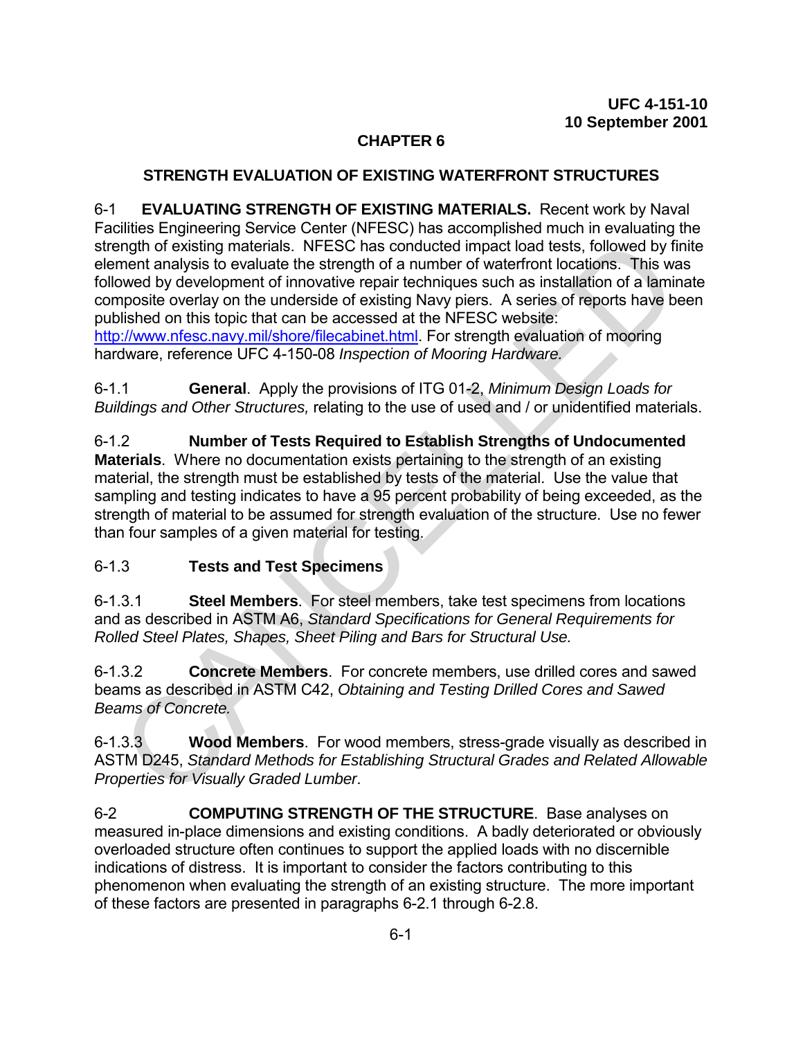# CHAPTER 6

## STRENGTH EVALUATION OF EXISTING WATERFRONT STRUCTURES

6-1 **EVALUATING STRENGTH OF EXISTING MATERIALS.** Recent work by Naval Facilities Engineering Service Center (NFESC) has accomplished much in evaluating the strength of existing materials. NFESC has conducted impact load tests, followed by finite element analysis to evaluate the strength of a number of waterfront locations. This was followed by development of innovative repair techniques such as installation of a laminate composite overlay on the underside of existing Navy piers. A series of reports have been published on this topic that can be accessed at the NFESC website: http://www.nfesc.navy.mil/shore/filecabinet.html. For strength evaluation of mooring hardware, reference UFC 4-150-08 *Inspection of Mooring Hardware.*

6-1.1 **General**. Apply the provisions of ITG 01-2, *Minimum Design Loads for Buildings and Other Structures,* relating to the use of used and / or unidentified materials.

6-1.2 **Number of Tests Required to Establish Strengths of Undocumented Materials**. Where no documentation exists pertaining to the strength of an existing material, the strength must be established by tests of the material. Use the value that sampling and testing indicates to have a 95 percent probability of being exceeded, as the strength of material to be assumed for strength evaluation of the structure. Use no fewer than four samples of a given material for testing.

6-1.3 **Tests and Test Specimens**

6-1.3.1 **Steel Members**. For steel members, take test specimens from locations and as described in ASTM A6, *Standard Specifications for General Requirements for Rolled Steel Plates, Shapes, Sheet Piling and Bars for Structural Use.*

6-1.3.2 **Concrete Members**. For concrete members, use drilled cores and sawed beams as described in ASTM C42, *Obtaining and Testing Drilled Cores and Sawed Beams of Concrete.*

6-1.3.3 **Wood Members**. For wood members, stress-grade visually as described in ASTM D245, *Standard Methods for Establishing Structural Grades and Related Allowable Properties for Visually Graded Lumber*.

6-2 **COMPUTING STRENGTH OF THE STRUCTURE**. Base analyses on measured in-place dimensions and existing conditions. A badly deteriorated or obviously overloaded structure often continues to support the applied loads with no discernible indications of distress. It is important to consider the factors contributing to this phenomenon when evaluating the strength of an existing structure. The more important of these factors are presented in paragraphs 6-2.1 through 6-2.8.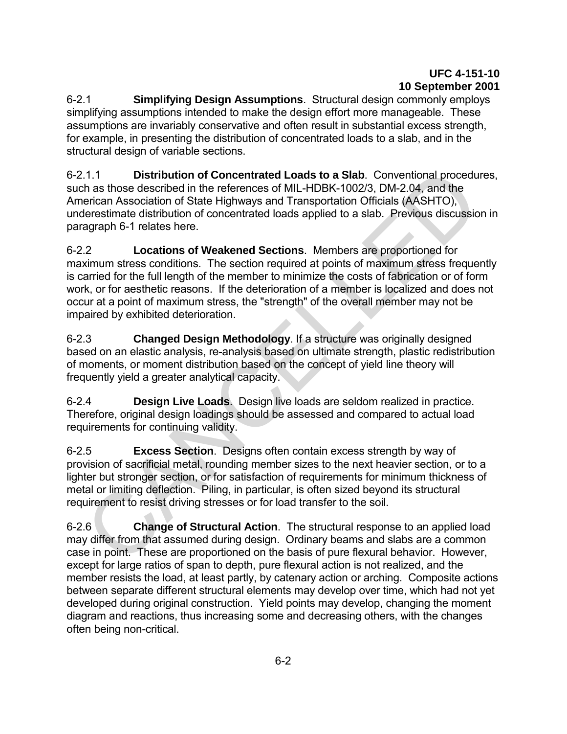6-2.1 **Simplifying Design Assumptions**. Structural design commonly employs simplifying assumptions intended to make the design effort more manageable. These assumptions are invariably conservative and often result in substantial excess strength, for example, in presenting the distribution of concentrated loads to a slab, and in the structural design of variable sections.

6-2.1.1 **Distribution of Concentrated Loads to a Slab**. Conventional procedures, such as those described in the references of MIL-HDBK-1002/3, DM-2.04, and the American Association of State Highways and Transportation Officials (AASHTO), underestimate distribution of concentrated loads applied to a slab. Previous discussion in paragraph 6-1 relates here.

6-2.2 **Locations of Weakened Sections**. Members are proportioned for maximum stress conditions. The section required at points of maximum stress frequently is carried for the full length of the member to minimize the costs of fabrication or of form work, or for aesthetic reasons. If the deterioration of a member is localized and does not occur at a point of maximum stress, the "strength" of the overall member may not be impaired by exhibited deterioration.

6-2.3 **Changed Design Methodology**. If a structure was originally designed based on an elastic analysis, re-analysis based on ultimate strength, plastic redistribution of moments, or moment distribution based on the concept of yield line theory will frequently yield a greater analytical capacity.

6-2.4 **Design Live Loads**. Design live loads are seldom realized in practice. Therefore, original design loadings should be assessed and compared to actual load requirements for continuing validity.

6-2.5 **Excess Section**. Designs often contain excess strength by way of provision of sacrificial metal, rounding member sizes to the next heavier section, or to a lighter but stronger section, or for satisfaction of requirements for minimum thickness of metal or limiting deflection. Piling, in particular, is often sized beyond its structural requirement to resist driving stresses or for load transfer to the soil.

6-2.6 **Change of Structural Action**. The structural response to an applied load may differ from that assumed during design. Ordinary beams and slabs are a common case in point. These are proportioned on the basis of pure flexural behavior. However, except for large ratios of span to depth, pure flexural action is not realized, and the member resists the load, at least partly, by catenary action or arching. Composite actions between separate different structural elements may develop over time, which had not yet developed during original construction. Yield points may develop, changing the moment diagram and reactions, thus increasing some and decreasing others, with the changes often being non-critical.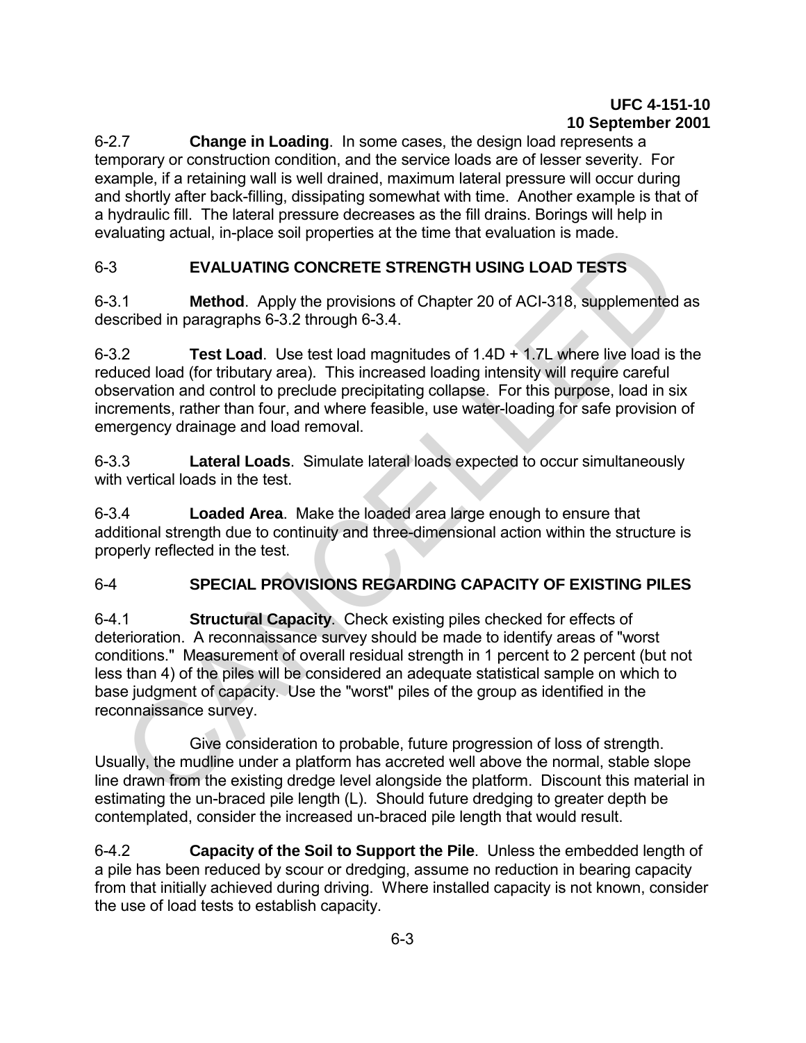6-2.7 **Change in Loading**. In some cases, the design load represents a temporary or construction condition, and the service loads are of lesser severity. For example, if a retaining wall is well drained, maximum lateral pressure will occur during and shortly after back-filling, dissipating somewhat with time. Another example is that of a hydraulic fill. The lateral pressure decreases as the fill drains. Borings will help in evaluating actual, in-place soil properties at the time that evaluation is made.

## 6-3 EVALUATING CONCRETE STRENGTH USING LOAD TESTS

6-3.1 **Method**. Apply the provisions of Chapter 20 of ACI-318, supplemented as described in paragraphs 6-3.2 through 6-3.4.

6-3.2 **Test Load**. Use test load magnitudes of 1.4D + 1.7L where live load is the reduced load (for tributary area). This increased loading intensity will require careful observation and control to preclude precipitating collapse. For this purpose, load in six increments, rather than four, and where feasible, use water-loading for safe provision of emergency drainage and load removal.

6-3.3 **Lateral Loads**. Simulate lateral loads expected to occur simultaneously with vertical loads in the test.

6-3.4 **Loaded Area**. Make the loaded area large enough to ensure that additional strength due to continuity and three-dimensional action within the structure is properly reflected in the test.

## 6-4 SPECIAL PROVISIONS REGARDING CAPACITY OF EXISTING PILES

6-4.1 **Structural Capacity**. Check existing piles checked for effects of deterioration. A reconnaissance survey should be made to identify areas of "worst conditions." Measurement of overall residual strength in 1 percent to 2 percent (but not less than 4) of the piles will be considered an adequate statistical sample on which to base judgment of capacity. Use the "worst" piles of the group as identified in the reconnaissance survey.

Give consideration to probable, future progression of loss of strength. Usually, the mudline under a platform has accreted well above the normal, stable slope line drawn from the existing dredge level alongside the platform. Discount this material in estimating the un-braced pile length (L). Should future dredging to greater depth be contemplated, consider the increased un-braced pile length that would result.

6-4.2 **Capacity of the Soil to Support the Pile**. Unless the embedded length of a pile has been reduced by scour or dredging, assume no reduction in bearing capacity from that initially achieved during driving. Where installed capacity is not known, consider the use of load tests to establish capacity.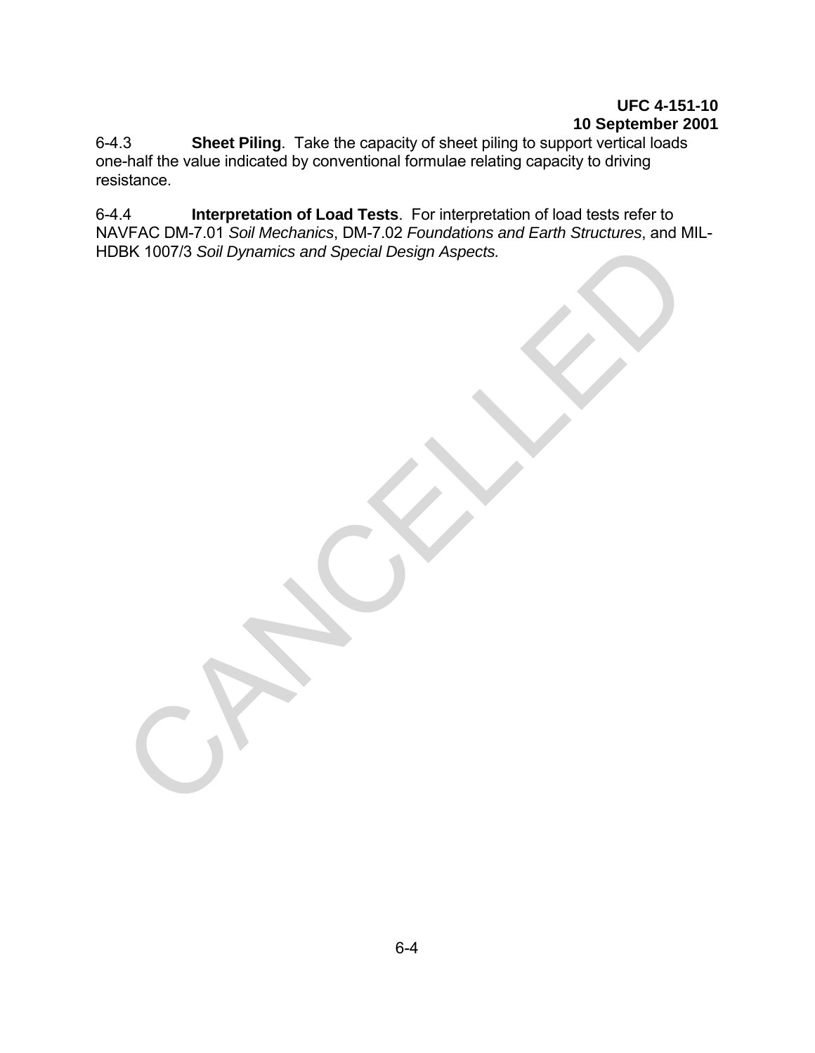6-4.3 **Sheet Piling**. Take the capacity of sheet piling to support vertical loads one-half the value indicated by conventional formulae relating capacity to driving resistance.

6-4.4 **Interpretation of Load Tests**. For interpretation of load tests refer to NAVFAC DM-7.01 *Soil Mechanics*, DM-7.02 *Foundations and Earth Structures*, and MIL-HDBK 1007/3 *Soil Dynamics and Special Design Aspects.*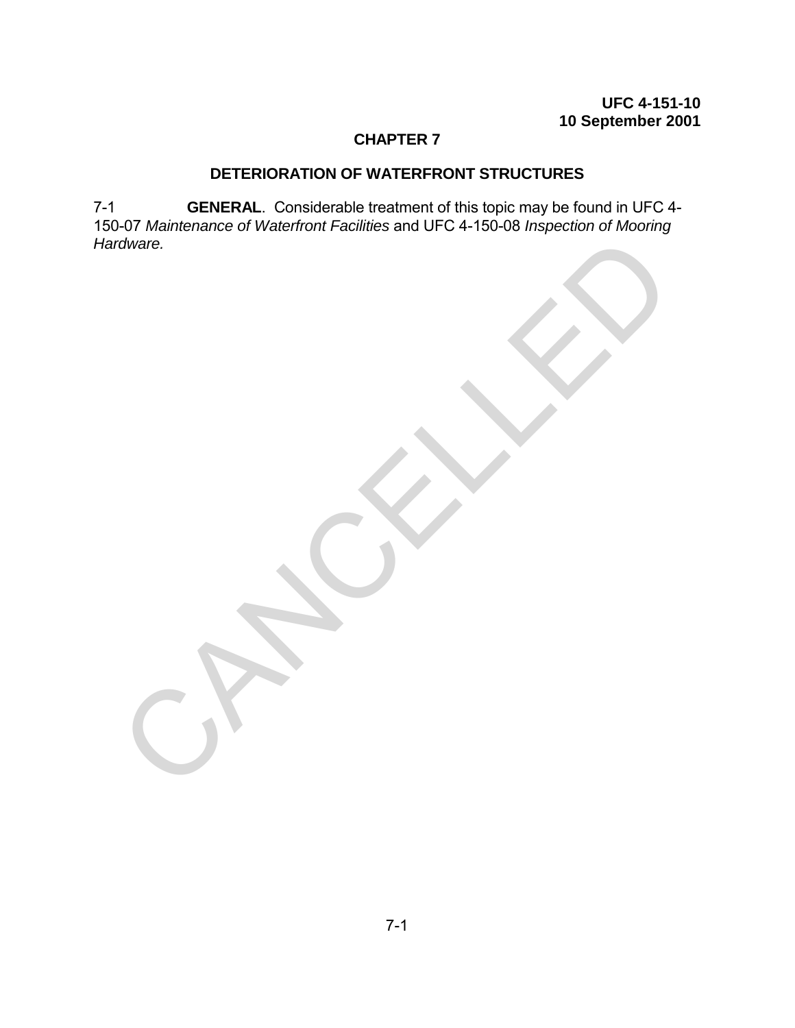# CHAPTER 7

## DETERIORATION OF WATERFRONT STRUCTURES

7-1 **GENERAL**. Considerable treatment of this topic may be found in UFC 4-150-07 *Maintenance of Waterfront Facilities* and UFC 4-150-08 *Inspection of Mooring Hardware.*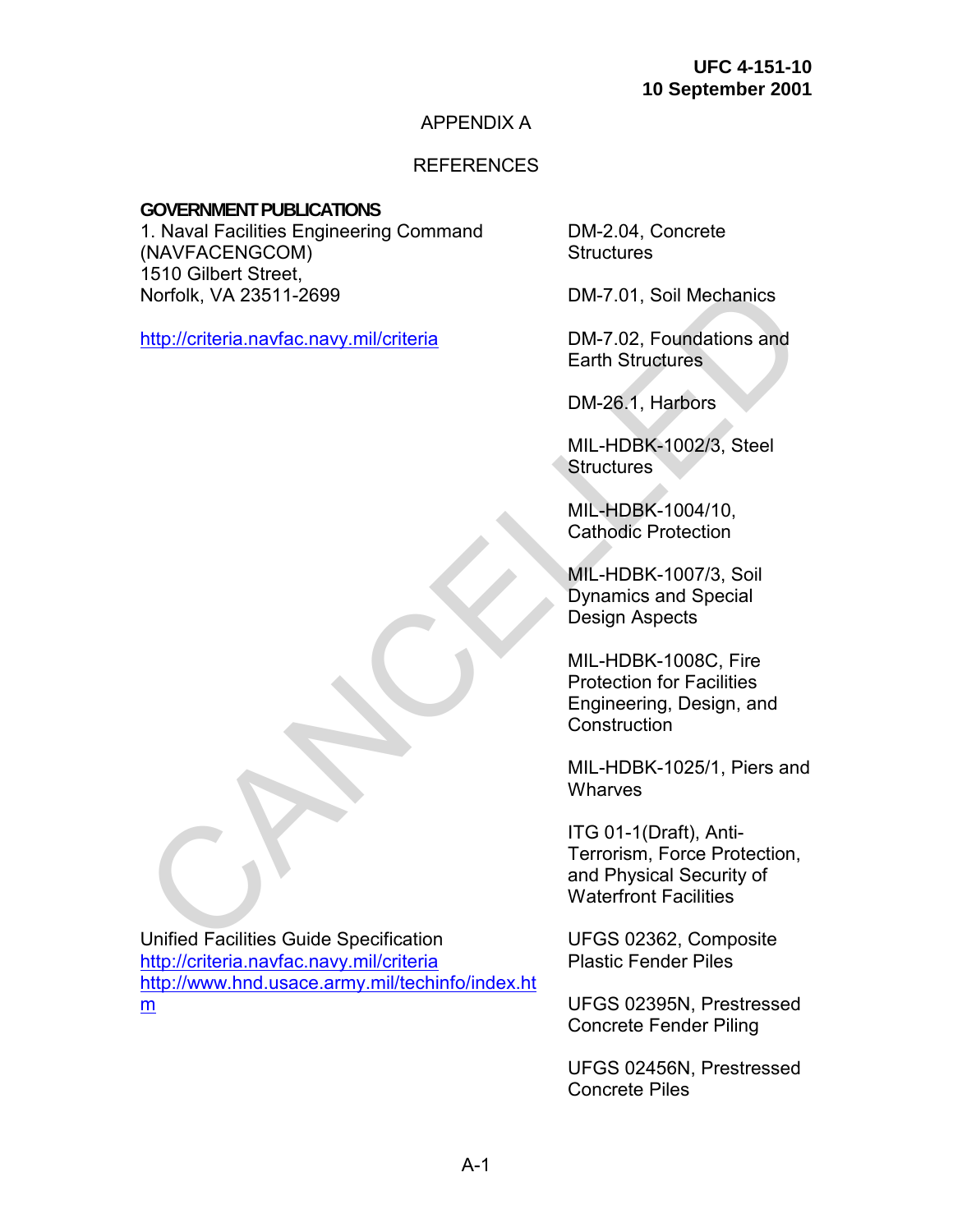# APPENDIX A

## REFERENCES

**GOVERNMENT PUBLICATIONS**

1. Naval Facilities Engineering Command (NAVFACENGCOM)
1510 Gilbert Street,
Norfolk, VA 23511-2699

http://criteria.navfac.navy.mil/criteria

DM-2.04, Concrete Structures

DM-7.01, Soil Mechanics

DM-7.02, Foundations and Earth Structures

DM-26.1, Harbors

MIL-HDBK-1002/3, Steel Structures

MIL-HDBK-1004/10, Cathodic Protection

MIL-HDBK-1007/3, Soil Dynamics and Special Design Aspects

MIL-HDBK-1008C, Fire Protection for Facilities Engineering, Design, and Construction

MIL-HDBK-1025/1, Piers and Wharves

ITG 01-1(Draft), Anti-Terrorism, Force Protection, and Physical Security of Waterfront Facilities

Unified Facilities Guide Specification
http://criteria.navfac.navy.mil/criteria
http://www.hnd.usace.army.mil/techinfo/index.htm

UFGS 02362, Composite Plastic Fender Piles

UFGS 02395N, Prestressed Concrete Fender Piling

UFGS 02456N, Prestressed Concrete Piles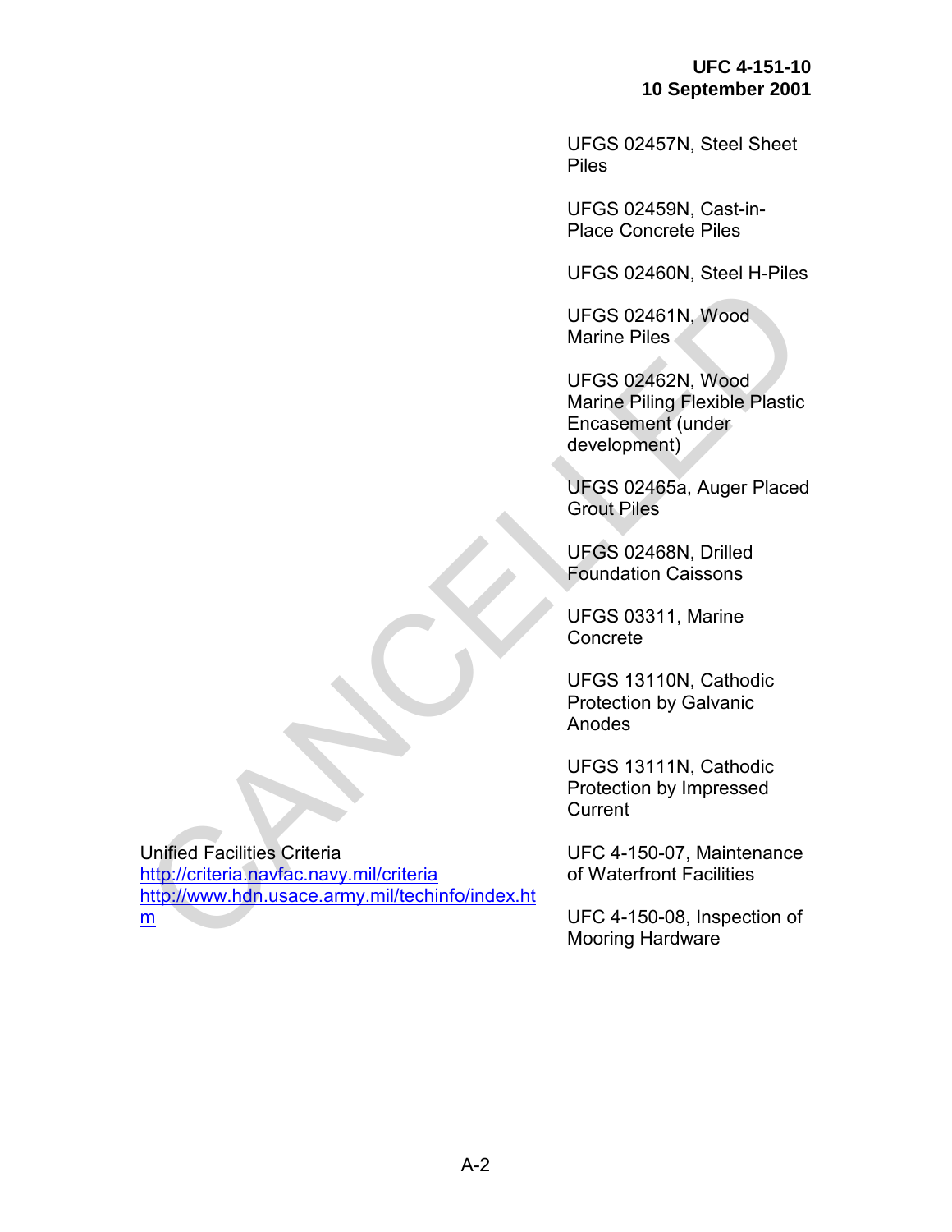UFGS 02457N, Steel Sheet Piles

UFGS 02459N, Cast-in-Place Concrete Piles

UFGS 02460N, Steel H-Piles

UFGS 02461N, Wood Marine Piles

UFGS 02462N, Wood Marine Piling Flexible Plastic Encasement (under development)

UFGS 02465a, Auger Placed Grout Piles

UFGS 02468N, Drilled Foundation Caissons

UFGS 03311, Marine Concrete

UFGS 13110N, Cathodic Protection by Galvanic Anodes

UFGS 13111N, Cathodic Protection by Impressed Current

Unified Facilities Criteria
http://criteria.navfac.navy.mil/criteria
http://www.hdn.usace.army.mil/techinfo/index.htm

UFC 4-150-07, Maintenance of Waterfront Facilities

UFC 4-150-08, Inspection of Mooring Hardware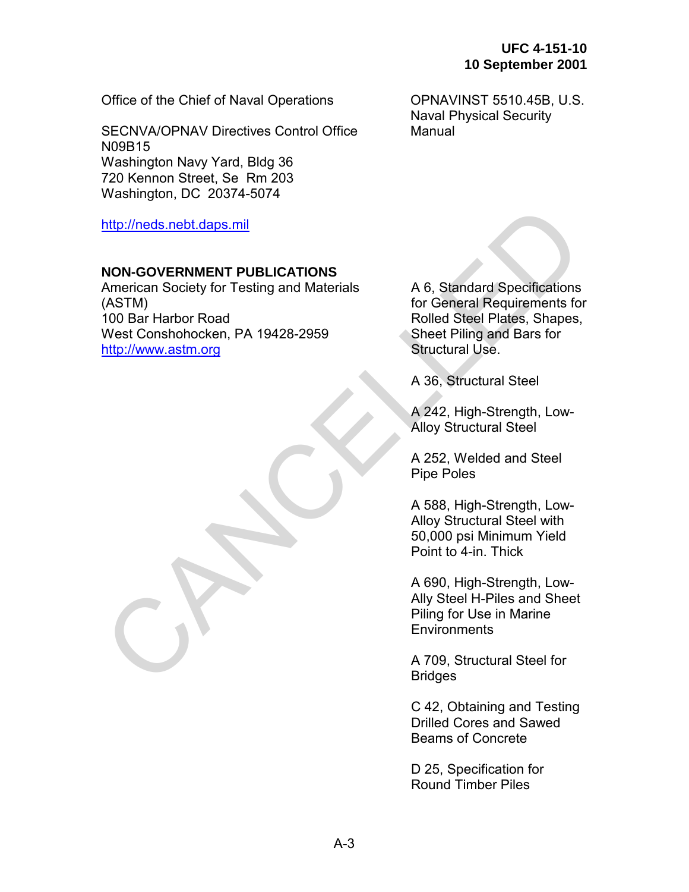Office of the Chief of Naval Operations

SECNVA/OPNAV Directives Control Office
N09B15
Washington Navy Yard, Bldg 36
720 Kennon Street, Se  Rm 203
Washington, DC  20374-5074

http://neds.nebt.daps.mil

OPNAVINST 5510.45B, U.S. Naval Physical Security Manual

**NON-GOVERNMENT PUBLICATIONS**

American Society for Testing and Materials (ASTM)
100 Bar Harbor Road
West Conshohocken, PA 19428-2959
http://www.astm.org

A 6, Standard Specifications for General Requirements for Rolled Steel Plates, Shapes, Sheet Piling and Bars for Structural Use.

A 36, Structural Steel

A 242, High-Strength, Low-Alloy Structural Steel

A 252, Welded and Steel Pipe Poles

A 588, High-Strength, Low-Alloy Structural Steel with 50,000 psi Minimum Yield Point to 4-in. Thick

A 690, High-Strength, Low-Ally Steel H-Piles and Sheet Piling for Use in Marine Environments

A 709, Structural Steel for Bridges

C 42, Obtaining and Testing Drilled Cores and Sawed Beams of Concrete

D 25, Specification for Round Timber Piles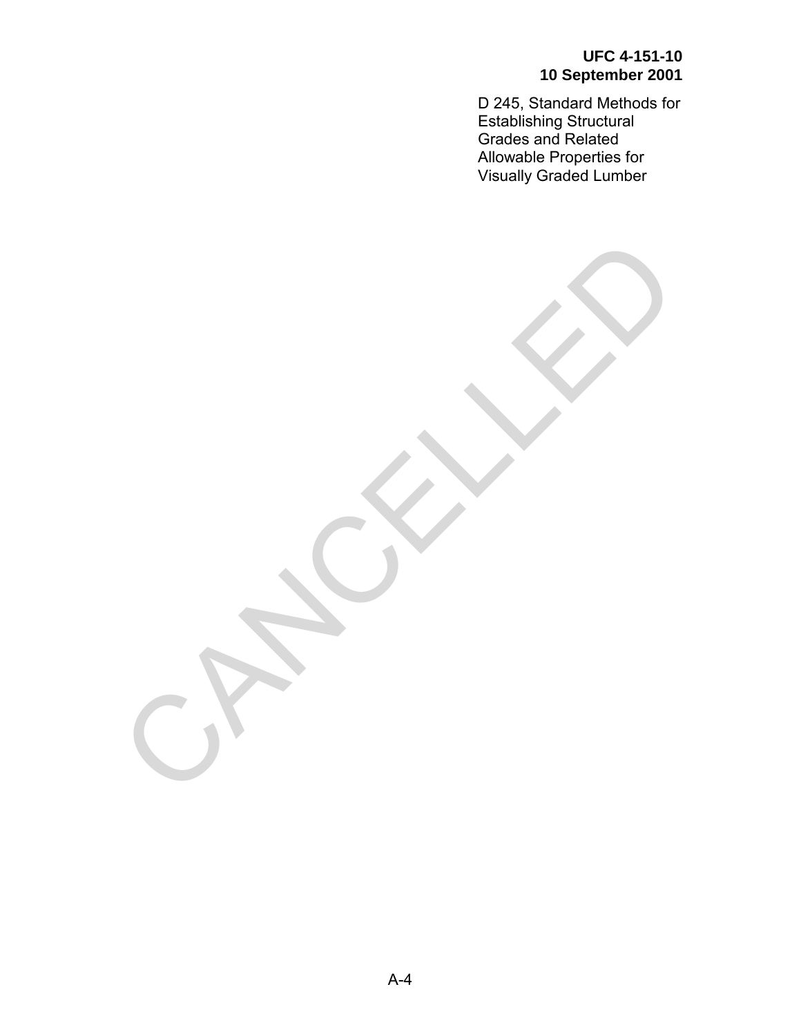D 245, Standard Methods for Establishing Structural Grades and Related Allowable Properties for Visually Graded Lumber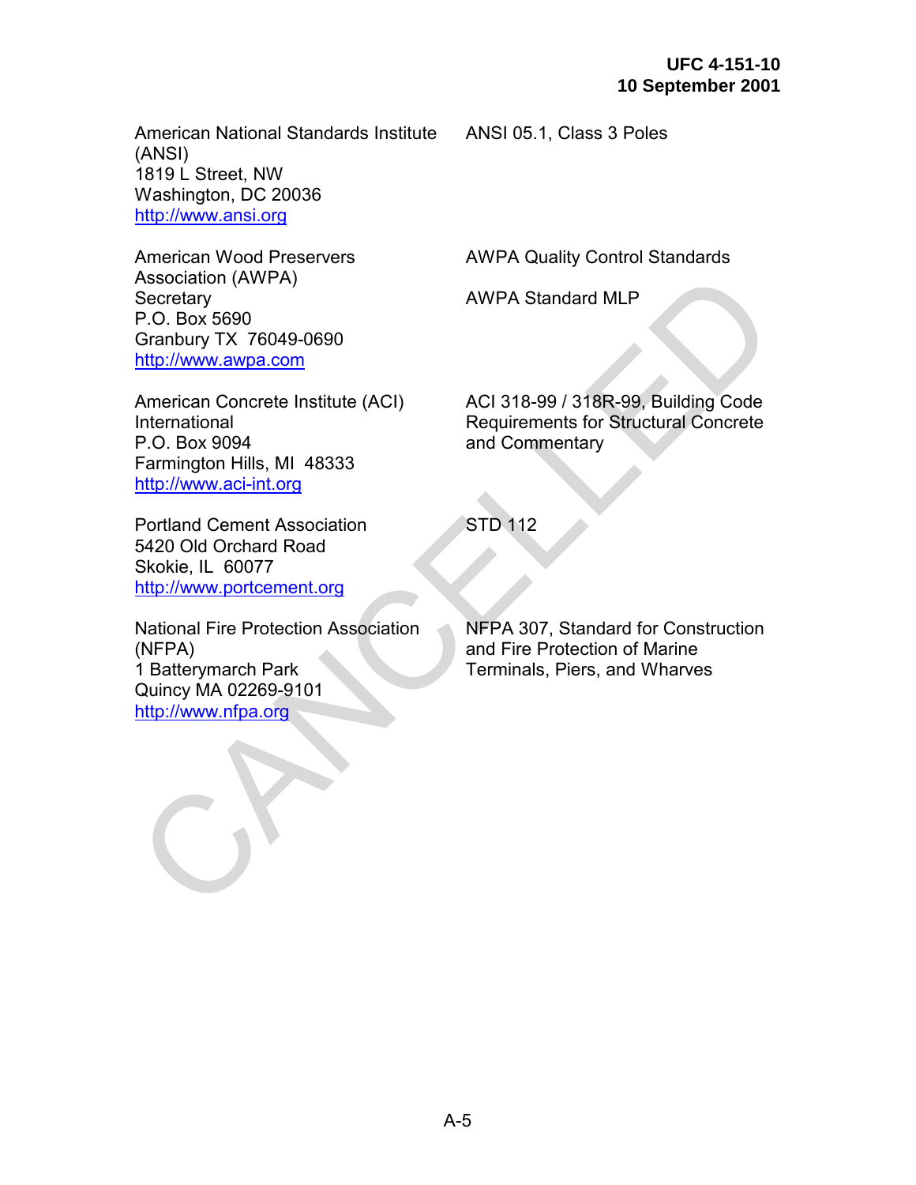| | |
|---|---|
| American National Standards Institute (ANSI)<br>1819 L Street, NW<br>Washington, DC 20036<br>http://www.ansi.org | ANSI 05.1, Class 3 Poles |
| American Wood Preservers Association (AWPA)<br>Secretary<br>P.O. Box 5690<br>Granbury TX 76049-0690<br>http://www.awpa.com | AWPA Quality Control Standards<br><br>AWPA Standard MLP |
| American Concrete Institute (ACI) International<br>P.O. Box 9094<br>Farmington Hills, MI 48333<br>http://www.aci-int.org | ACI 318-99 / 318R-99, Building Code Requirements for Structural Concrete and Commentary |
| Portland Cement Association<br>5420 Old Orchard Road<br>Skokie, IL 60077<br>http://www.portcement.org | STD 112 |
| National Fire Protection Association (NFPA)<br>1 Batterymarch Park<br>Quincy MA 02269-9101<br>http://www.nfpa.org | NFPA 307, Standard for Construction and Fire Protection of Marine Terminals, Piers, and Wharves |